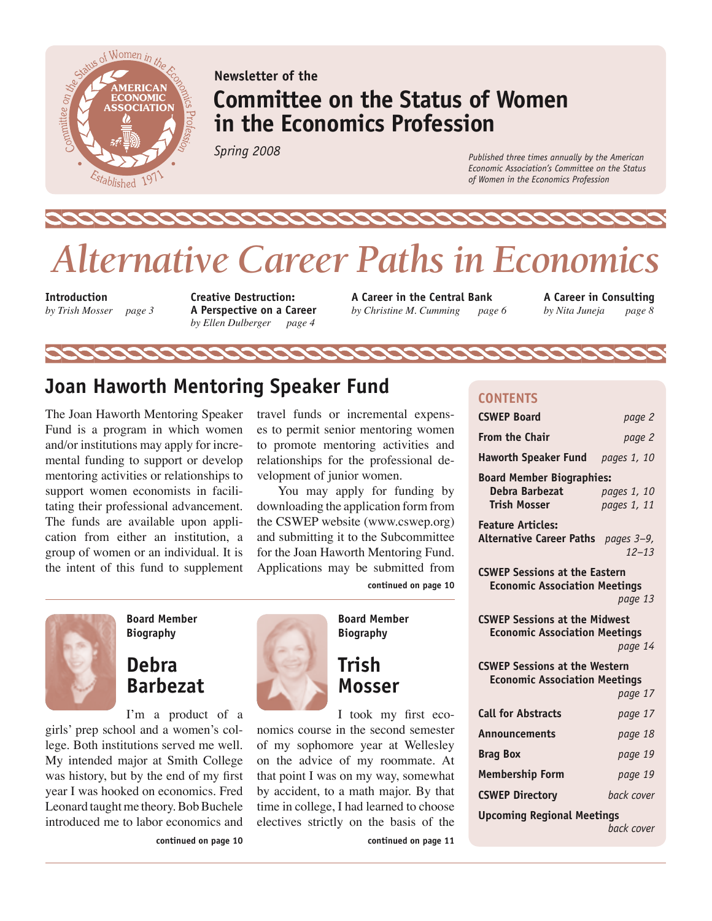Newsletter of the

# Committee on the Status of Women in the Economics Profession

*Spring 2008*

*Published three times annually by the American Economic Association's Committee on the Status of Women in the Economics Profession*

# *Alternative Career Paths in Economics*

**Introduction**
*by Trish Mosser* *page 3*

**Creative Destruction: A Perspective on a Career**
*by Ellen Dulberger* *page 4*

**A Career in the Central Bank**
*by Christine M. Cumming* *page 6*

**A Career in Consulting**
*by Nita Juneja* *page 8*

## Joan Haworth Mentoring Speaker Fund

The Joan Haworth Mentoring Speaker Fund is a program in which women and/or institutions may apply for incremental funding to support or develop mentoring activities or relationships to support women economists in facilitating their professional advancement. The funds are available upon application from either an institution, a group of women or an individual. It is the intent of this fund to supplement travel funds or incremental expenses to permit senior mentoring women to promote mentoring activities and relationships for the professional development of junior women.

You may apply for funding by downloading the application form from the CSWEP website (www.cswep.org) and submitting it to the Subcommittee for the Joan Haworth Mentoring Fund. Applications may be submitted from

**continued on page 10**

---

**Board Member Biography**

## Debra Barbezat

I'm a product of a girls' prep school and a women's college. Both institutions served me well. My intended major at Smith College was history, but by the end of my first year I was hooked on economics. Fred Leonard taught me theory. Bob Buchele introduced me to labor economics and

**continued on page 10**

**Board Member Biography**

## Trish Mosser

I took my first economics course in the second semester of my sophomore year at Wellesley on the advice of my roommate. At that point I was on my way, somewhat by accident, to a math major. By that time in college, I had learned to choose electives strictly on the basis of the

**continued on page 11**

---

### CONTENTS

| | |
|---|---|
| **CSWEP Board** | *page 2* |
| **From the Chair** | *page 2* |
| **Haworth Speaker Fund** | *pages 1, 10* |
| **Board Member Biographies:** | |
| **Debra Barbezat** | *pages 1, 10* |
| **Trish Mosser** | *pages 1, 11* |
| **Feature Articles: Alternative Career Paths** | *pages 3–9, 12–13* |
| **CSWEP Sessions at the Eastern Economic Association Meetings** | *page 13* |
| **CSWEP Sessions at the Midwest Economic Association Meetings** | *page 14* |
| **CSWEP Sessions at the Western Economic Association Meetings** | *page 17* |
| **Call for Abstracts** | *page 17* |
| **Announcements** | *page 18* |
| **Brag Box** | *page 19* |
| **Membership Form** | *page 19* |
| **CSWEP Directory** | *back cover* |
| **Upcoming Regional Meetings** | *back cover* |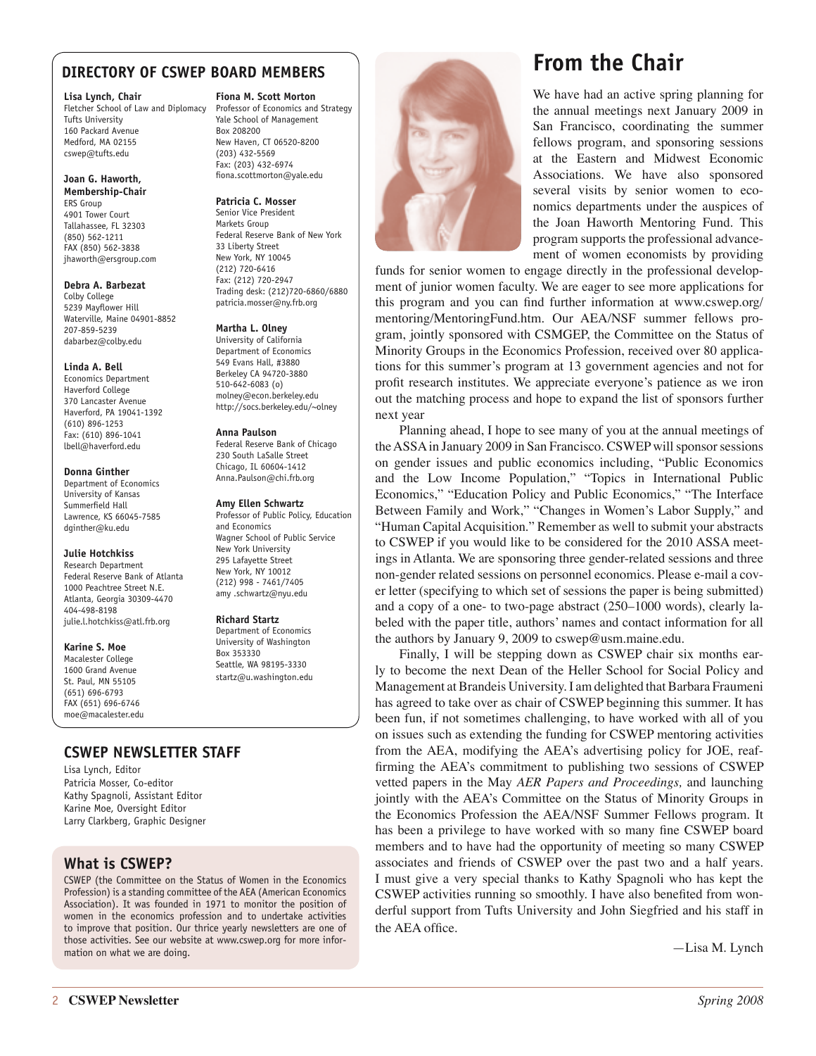## DIRECTORY OF CSWEP BOARD MEMBERS

**Lisa Lynch, Chair**
Fletcher School of Law and Diplomacy
Tufts University
160 Packard Avenue
Medford, MA 02155
cswep@tufts.edu

**Joan G. Haworth, Membership-Chair**
ERS Group
4901 Tower Court
Tallahassee, FL 32303
(850) 562-1211
FAX (850) 562-3838
jhaworth@ersgroup.com

**Debra A. Barbezat**
Colby College
5239 Mayflower Hill
Waterville, Maine 04901-8852
207-859-5239
dabarbez@colby.edu

**Linda A. Bell**
Economics Department
Haverford College
370 Lancaster Avenue
Haverford, PA 19041-1392
(610) 896-1253
Fax: (610) 896-1041
lbell@haverford.edu

**Donna Ginther**
Department of Economics
University of Kansas
Summerfield Hall
Lawrence, KS 66045-7585
dginther@ku.edu

**Julie Hotchkiss**
Research Department
Federal Reserve Bank of Atlanta
1000 Peachtree Street N.E.
Atlanta, Georgia 30309-4470
404-498-8198
julie.l.hotchkiss@atl.frb.org

**Karine S. Moe**
Macalester College
1600 Grand Avenue
St. Paul, MN 55105
(651) 696-6793
FAX (651) 696-6746
moe@macalester.edu

**Fiona M. Scott Morton**
Professor of Economics and Strategy
Yale School of Management
Box 208200
New Haven, CT 06520-8200
(203) 432-5569
Fax: (203) 432-6974
fiona.scottmorton@yale.edu

**Patricia C. Mosser**
Senior Vice President
Markets Group
Federal Reserve Bank of New York
33 Liberty Street
New York, NY 10045
(212) 720-6416
Fax: (212) 720-2947
Trading desk: (212)720-6860/6880
patricia.mosser@ny.frb.org

**Martha L. Olney**
University of California
Department of Economics
549 Evans Hall, #3880
Berkeley CA 94720-3880
510-642-6083 (o)
molney@econ.berkeley.edu
http://socs.berkeley.edu/~olney

**Anna Paulson**
Federal Reserve Bank of Chicago
230 South LaSalle Street
Chicago, IL 60604-1412
Anna.Paulson@chi.frb.org

**Amy Ellen Schwartz**
Professor of Public Policy, Education and Economics
Wagner School of Public Service
New York University
295 Lafayette Street
New York, NY 10012
(212) 998 - 7461/7405
amy .schwartz@nyu.edu

**Richard Startz**
Department of Economics
University of Washington
Box 353330
Seattle, WA 98195-3330
startz@u.washington.edu

## CSWEP NEWSLETTER STAFF

Lisa Lynch, Editor
Patricia Mosser, Co-editor
Kathy Spagnoli, Assistant Editor
Karine Moe, Oversight Editor
Larry Clarkberg, Graphic Designer

## What is CSWEP?

CSWEP (the Committee on the Status of Women in the Economics Profession) is a standing committee of the AEA (American Economics Association). It was founded in 1971 to monitor the position of women in the economics profession and to undertake activities to improve that position. Our thrice yearly newsletters are one of those activities. See our website at www.cswep.org for more information on what we are doing.

# From the Chair

We have had an active spring planning for the annual meetings next January 2009 in San Francisco, coordinating the summer fellows program, and sponsoring sessions at the Eastern and Midwest Economic Associations. We have also sponsored several visits by senior women to economics departments under the auspices of the Joan Haworth Mentoring Fund. This program supports the professional advancement of women economists by providing funds for senior women to engage directly in the professional development of junior women faculty. We are eager to see more applications for this program and you can find further information at www.cswep.org/mentoring/MentoringFund.htm. Our AEA/NSF summer fellows program, jointly sponsored with CSMGEP, the Committee on the Status of Minority Groups in the Economics Profession, received over 80 applications for this summer's program at 13 government agencies and not for profit research institutes. We appreciate everyone's patience as we iron out the matching process and hope to expand the list of sponsors further next year

Planning ahead, I hope to see many of you at the annual meetings of the ASSA in January 2009 in San Francisco. CSWEP will sponsor sessions on gender issues and public economics including, "Public Economics and the Low Income Population," "Topics in International Public Economics," "Education Policy and Public Economics," "The Interface Between Family and Work," "Changes in Women's Labor Supply," and "Human Capital Acquisition." Remember as well to submit your abstracts to CSWEP if you would like to be considered for the 2010 ASSA meetings in Atlanta. We are sponsoring three gender-related sessions and three non-gender related sessions on personnel economics. Please e-mail a cover letter (specifying to which set of sessions the paper is being submitted) and a copy of a one- to two-page abstract (250–1000 words), clearly labeled with the paper title, authors' names and contact information for all the authors by January 9, 2009 to cswep@usm.maine.edu.

Finally, I will be stepping down as CSWEP chair six months early to become the next Dean of the Heller School for Social Policy and Management at Brandeis University. I am delighted that Barbara Fraumeni has agreed to take over as chair of CSWEP beginning this summer. It has been fun, if not sometimes challenging, to have worked with all of you on issues such as extending the funding for CSWEP mentoring activities from the AEA, modifying the AEA's advertising policy for JOE, reaffirming the AEA's commitment to publishing two sessions of CSWEP vetted papers in the May *AER Papers and Proceedings,* and launching jointly with the AEA's Committee on the Status of Minority Groups in the Economics Profession the AEA/NSF Summer Fellows program. It has been a privilege to have worked with so many fine CSWEP board members and to have had the opportunity of meeting so many CSWEP associates and friends of CSWEP over the past two and a half years. I must give a very special thanks to Kathy Spagnoli who has kept the CSWEP activities running so smoothly. I have also benefited from wonderful support from Tufts University and John Siegfried and his staff in the AEA office.

—Lisa M. Lynch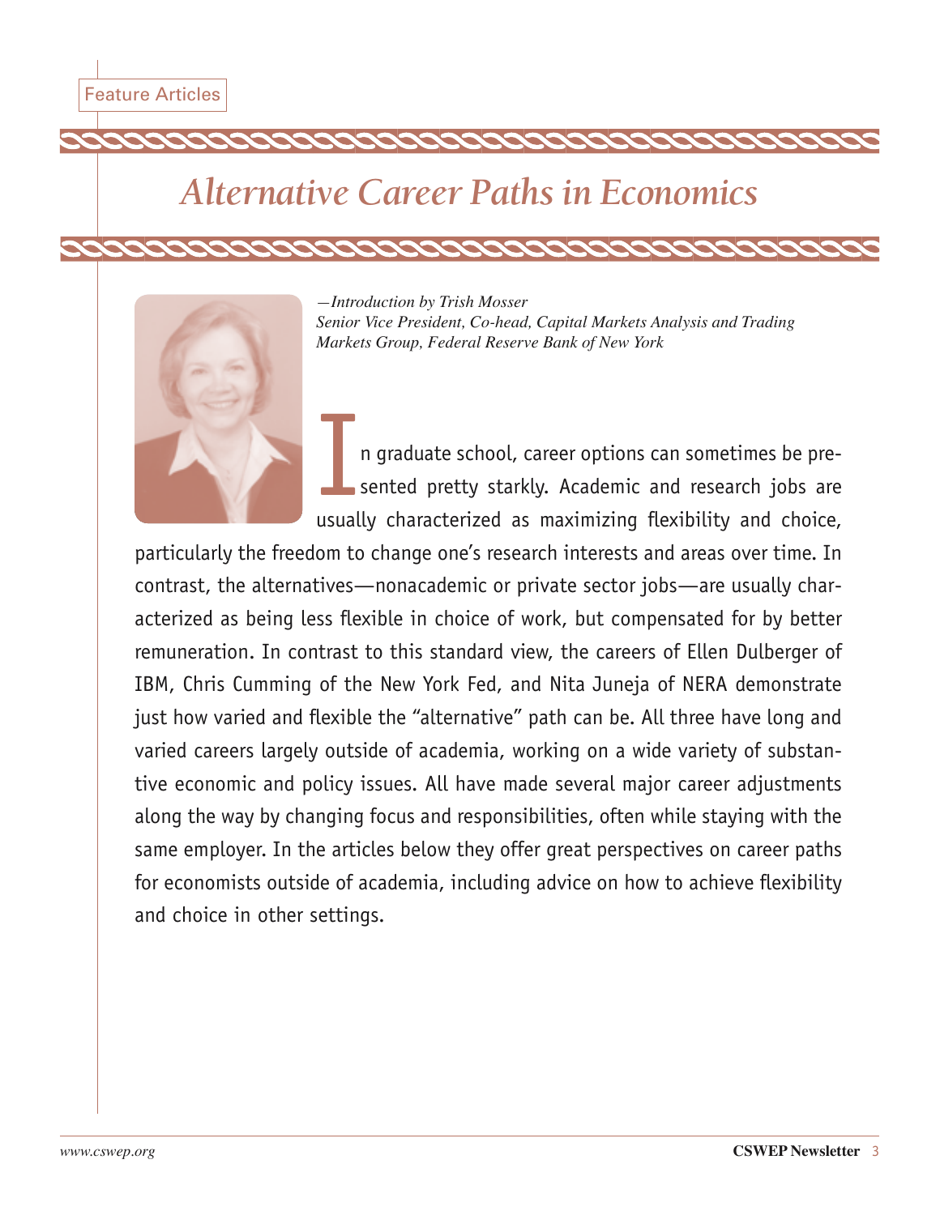Feature Articles

# Alternative Career Paths in Economics

*—Introduction by Trish Mosser*
*Senior Vice President, Co-head, Capital Markets Analysis and Trading Markets Group, Federal Reserve Bank of New York*

In graduate school, career options can sometimes be presented pretty starkly. Academic and research jobs are usually characterized as maximizing flexibility and choice, particularly the freedom to change one's research interests and areas over time. In contrast, the alternatives—nonacademic or private sector jobs—are usually characterized as being less flexible in choice of work, but compensated for by better remuneration. In contrast to this standard view, the careers of Ellen Dulberger of IBM, Chris Cumming of the New York Fed, and Nita Juneja of NERA demonstrate just how varied and flexible the "alternative" path can be. All three have long and varied careers largely outside of academia, working on a wide variety of substantive economic and policy issues. All have made several major career adjustments along the way by changing focus and responsibilities, often while staying with the same employer. In the articles below they offer great perspectives on career paths for economists outside of academia, including advice on how to achieve flexibility and choice in other settings.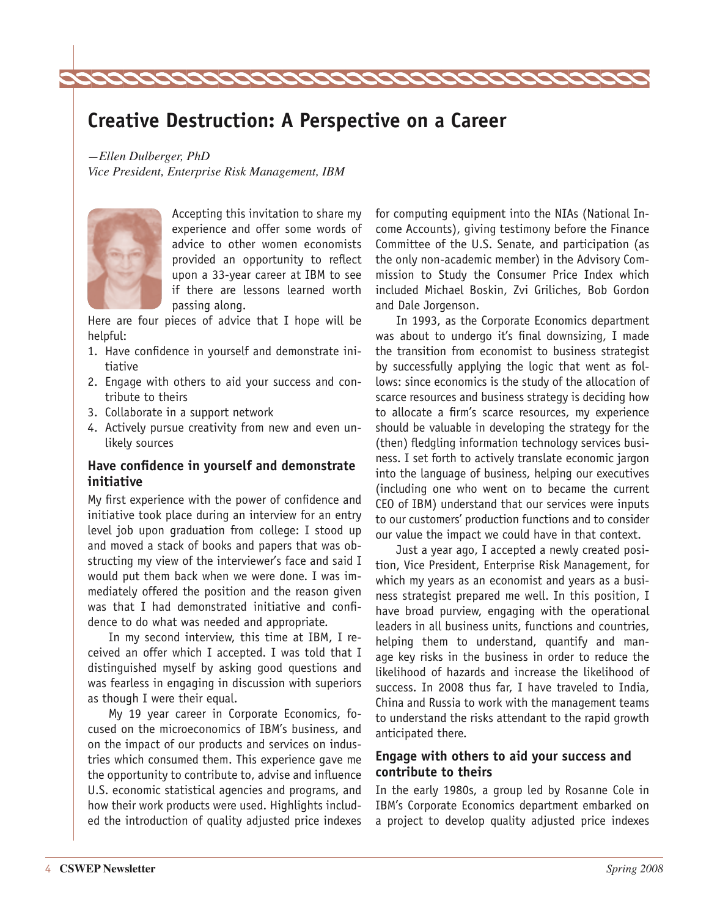# Creative Destruction: A Perspective on a Career

*—Ellen Dulberger, PhD*
*Vice President, Enterprise Risk Management, IBM*

Accepting this invitation to share my experience and offer some words of advice to other women economists provided an opportunity to reflect upon a 33-year career at IBM to see if there are lessons learned worth passing along.

Here are four pieces of advice that I hope will be helpful:

1. Have confidence in yourself and demonstrate initiative
2. Engage with others to aid your success and contribute to theirs
3. Collaborate in a support network
4. Actively pursue creativity from new and even unlikely sources

### Have confidence in yourself and demonstrate initiative

My first experience with the power of confidence and initiative took place during an interview for an entry level job upon graduation from college: I stood up and moved a stack of books and papers that was obstructing my view of the interviewer's face and said I would put them back when we were done. I was immediately offered the position and the reason given was that I had demonstrated initiative and confidence to do what was needed and appropriate.

In my second interview, this time at IBM, I received an offer which I accepted. I was told that I distinguished myself by asking good questions and was fearless in engaging in discussion with superiors as though I were their equal.

My 19 year career in Corporate Economics, focused on the microeconomics of IBM's business, and on the impact of our products and services on industries which consumed them. This experience gave me the opportunity to contribute to, advise and influence U.S. economic statistical agencies and programs, and how their work products were used. Highlights included the introduction of quality adjusted price indexes for computing equipment into the NIAs (National Income Accounts), giving testimony before the Finance Committee of the U.S. Senate, and participation (as the only non-academic member) in the Advisory Commission to Study the Consumer Price Index which included Michael Boskin, Zvi Griliches, Bob Gordon and Dale Jorgenson.

In 1993, as the Corporate Economics department was about to undergo it's final downsizing, I made the transition from economist to business strategist by successfully applying the logic that went as follows: since economics is the study of the allocation of scarce resources and business strategy is deciding how to allocate a firm's scarce resources, my experience should be valuable in developing the strategy for the (then) fledgling information technology services business. I set forth to actively translate economic jargon into the language of business, helping our executives (including one who went on to became the current CEO of IBM) understand that our services were inputs to our customers' production functions and to consider our value the impact we could have in that context.

Just a year ago, I accepted a newly created position, Vice President, Enterprise Risk Management, for which my years as an economist and years as a business strategist prepared me well. In this position, I have broad purview, engaging with the operational leaders in all business units, functions and countries, helping them to understand, quantify and manage key risks in the business in order to reduce the likelihood of hazards and increase the likelihood of success. In 2008 thus far, I have traveled to India, China and Russia to work with the management teams to understand the risks attendant to the rapid growth anticipated there.

### Engage with others to aid your success and contribute to theirs

In the early 1980s, a group led by Rosanne Cole in IBM's Corporate Economics department embarked on a project to develop quality adjusted price indexes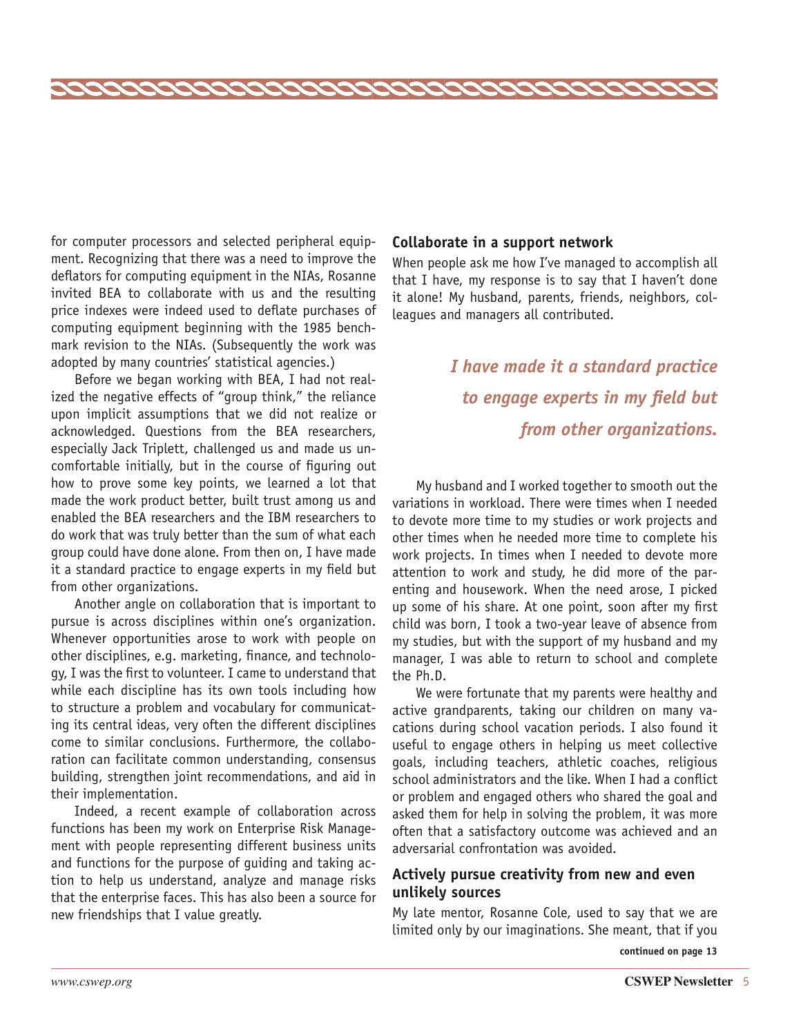for computer processors and selected peripheral equipment. Recognizing that there was a need to improve the deflators for computing equipment in the NIAs, Rosanne invited BEA to collaborate with us and the resulting price indexes were indeed used to deflate purchases of computing equipment beginning with the 1985 benchmark revision to the NIAs. (Subsequently the work was adopted by many countries' statistical agencies.)

Before we began working with BEA, I had not realized the negative effects of "group think," the reliance upon implicit assumptions that we did not realize or acknowledged. Questions from the BEA researchers, especially Jack Triplett, challenged us and made us uncomfortable initially, but in the course of figuring out how to prove some key points, we learned a lot that made the work product better, built trust among us and enabled the BEA researchers and the IBM researchers to do work that was truly better than the sum of what each group could have done alone. From then on, I have made it a standard practice to engage experts in my field but from other organizations.

Another angle on collaboration that is important to pursue is across disciplines within one's organization. Whenever opportunities arose to work with people on other disciplines, e.g. marketing, finance, and technology, I was the first to volunteer. I came to understand that while each discipline has its own tools including how to structure a problem and vocabulary for communicating its central ideas, very often the different disciplines come to similar conclusions. Furthermore, the collaboration can facilitate common understanding, consensus building, strengthen joint recommendations, and aid in their implementation.

Indeed, a recent example of collaboration across functions has been my work on Enterprise Risk Management with people representing different business units and functions for the purpose of guiding and taking action to help us understand, analyze and manage risks that the enterprise faces. This has also been a source for new friendships that I value greatly.

### Collaborate in a support network

When people ask me how I've managed to accomplish all that I have, my response is to say that I haven't done it alone! My husband, parents, friends, neighbors, colleagues and managers all contributed.

> ***I have made it a standard practice to engage experts in my field but from other organizations.***

My husband and I worked together to smooth out the variations in workload. There were times when I needed to devote more time to my studies or work projects and other times when he needed more time to complete his work projects. In times when I needed to devote more attention to work and study, he did more of the parenting and housework. When the need arose, I picked up some of his share. At one point, soon after my first child was born, I took a two-year leave of absence from my studies, but with the support of my husband and my manager, I was able to return to school and complete the Ph.D.

We were fortunate that my parents were healthy and active grandparents, taking our children on many vacations during school vacation periods. I also found it useful to engage others in helping us meet collective goals, including teachers, athletic coaches, religious school administrators and the like. When I had a conflict or problem and engaged others who shared the goal and asked them for help in solving the problem, it was more often that a satisfactory outcome was achieved and an adversarial confrontation was avoided.

### Actively pursue creativity from new and even unlikely sources

My late mentor, Rosanne Cole, used to say that we are limited only by our imaginations. She meant, that if you

**continued on page 13**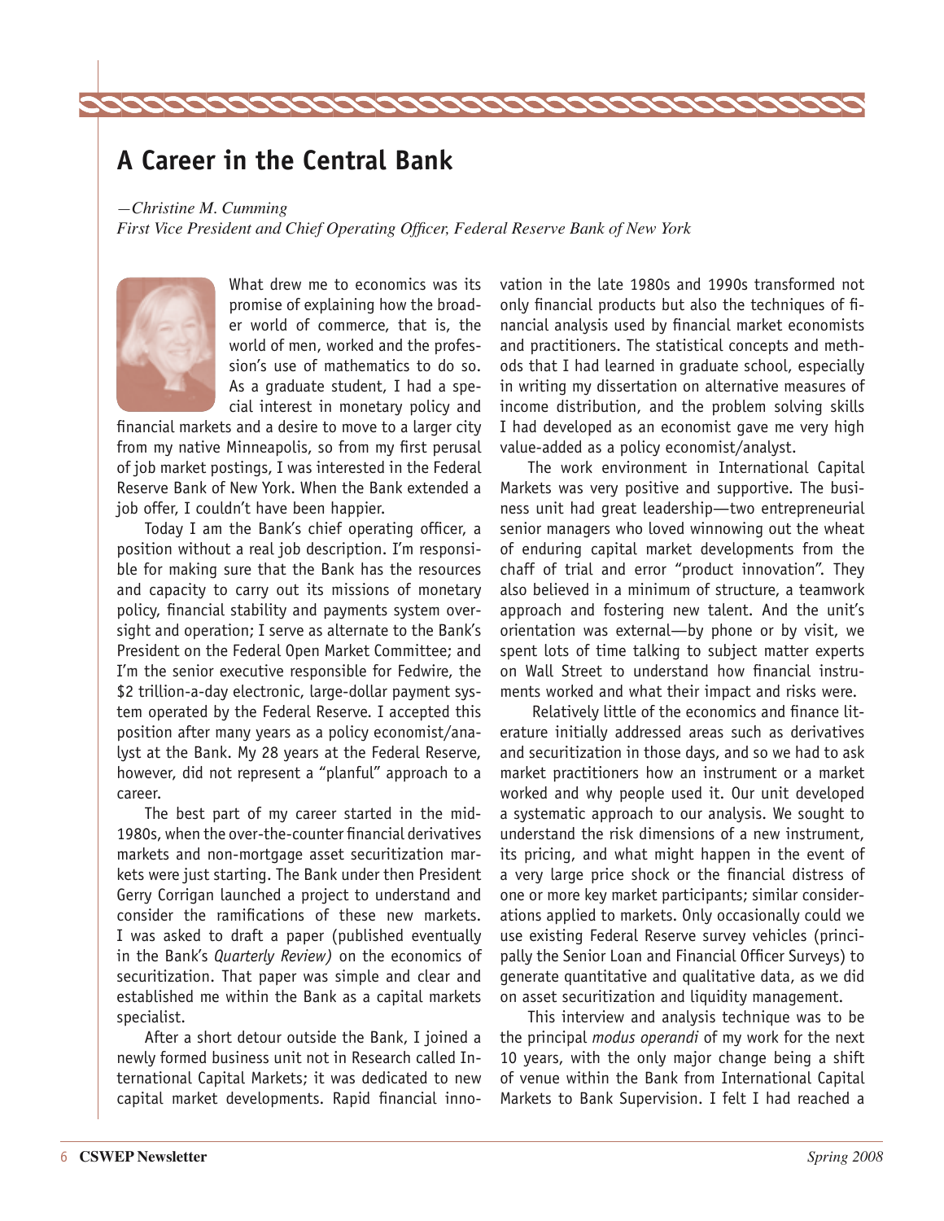# A Career in the Central Bank

*—Christine M. Cumming*
*First Vice President and Chief Operating Officer, Federal Reserve Bank of New York*

What drew me to economics was its promise of explaining how the broader world of commerce, that is, the world of men, worked and the profession's use of mathematics to do so. As a graduate student, I had a special interest in monetary policy and financial markets and a desire to move to a larger city from my native Minneapolis, so from my first perusal of job market postings, I was interested in the Federal Reserve Bank of New York. When the Bank extended a job offer, I couldn't have been happier.

Today I am the Bank's chief operating officer, a position without a real job description. I'm responsible for making sure that the Bank has the resources and capacity to carry out its missions of monetary policy, financial stability and payments system oversight and operation; I serve as alternate to the Bank's President on the Federal Open Market Committee; and I'm the senior executive responsible for Fedwire, the $2 trillion-a-day electronic, large-dollar payment system operated by the Federal Reserve. I accepted this position after many years as a policy economist/analyst at the Bank. My 28 years at the Federal Reserve, however, did not represent a "planful" approach to a career.

The best part of my career started in the mid-1980s, when the over-the-counter financial derivatives markets and non-mortgage asset securitization markets were just starting. The Bank under then President Gerry Corrigan launched a project to understand and consider the ramifications of these new markets. I was asked to draft a paper (published eventually in the Bank's *Quarterly Review)* on the economics of securitization. That paper was simple and clear and established me within the Bank as a capital markets specialist.

After a short detour outside the Bank, I joined a newly formed business unit not in Research called International Capital Markets; it was dedicated to new capital market developments. Rapid financial innovation in the late 1980s and 1990s transformed not only financial products but also the techniques of financial analysis used by financial market economists and practitioners. The statistical concepts and methods that I had learned in graduate school, especially in writing my dissertation on alternative measures of income distribution, and the problem solving skills I had developed as an economist gave me very high value-added as a policy economist/analyst.

The work environment in International Capital Markets was very positive and supportive. The business unit had great leadership—two entrepreneurial senior managers who loved winnowing out the wheat of enduring capital market developments from the chaff of trial and error "product innovation". They also believed in a minimum of structure, a teamwork approach and fostering new talent. And the unit's orientation was external—by phone or by visit, we spent lots of time talking to subject matter experts on Wall Street to understand how financial instruments worked and what their impact and risks were.

Relatively little of the economics and finance literature initially addressed areas such as derivatives and securitization in those days, and so we had to ask market practitioners how an instrument or a market worked and why people used it. Our unit developed a systematic approach to our analysis. We sought to understand the risk dimensions of a new instrument, its pricing, and what might happen in the event of a very large price shock or the financial distress of one or more key market participants; similar considerations applied to markets. Only occasionally could we use existing Federal Reserve survey vehicles (principally the Senior Loan and Financial Officer Surveys) to generate quantitative and qualitative data, as we did on asset securitization and liquidity management.

This interview and analysis technique was to be the principal *modus operandi* of my work for the next 10 years, with the only major change being a shift of venue within the Bank from International Capital Markets to Bank Supervision. I felt I had reached a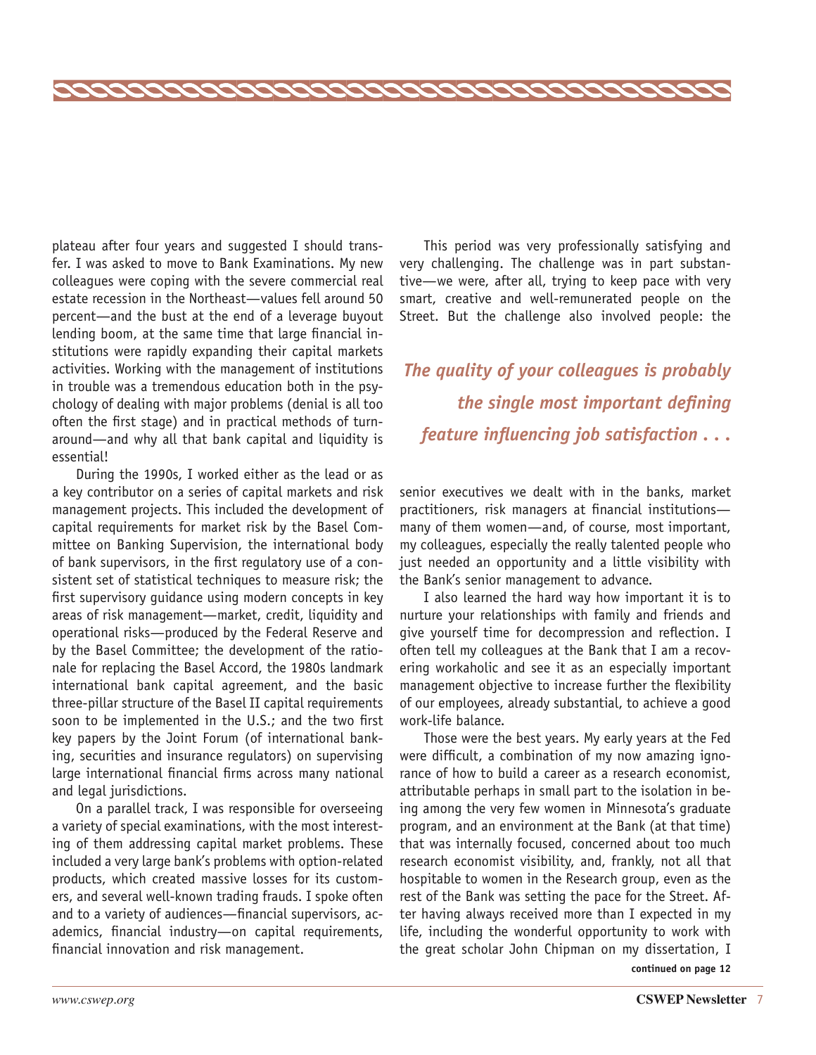plateau after four years and suggested I should transfer. I was asked to move to Bank Examinations. My new colleagues were coping with the severe commercial real estate recession in the Northeast—values fell around 50 percent—and the bust at the end of a leverage buyout lending boom, at the same time that large financial institutions were rapidly expanding their capital markets activities. Working with the management of institutions in trouble was a tremendous education both in the psychology of dealing with major problems (denial is all too often the first stage) and in practical methods of turnaround—and why all that bank capital and liquidity is essential!

During the 1990s, I worked either as the lead or as a key contributor on a series of capital markets and risk management projects. This included the development of capital requirements for market risk by the Basel Committee on Banking Supervision, the international body of bank supervisors, in the first regulatory use of a consistent set of statistical techniques to measure risk; the first supervisory guidance using modern concepts in key areas of risk management—market, credit, liquidity and operational risks—produced by the Federal Reserve and by the Basel Committee; the development of the rationale for replacing the Basel Accord, the 1980s landmark international bank capital agreement, and the basic three-pillar structure of the Basel II capital requirements soon to be implemented in the U.S.; and the two first key papers by the Joint Forum (of international banking, securities and insurance regulators) on supervising large international financial firms across many national and legal jurisdictions.

On a parallel track, I was responsible for overseeing a variety of special examinations, with the most interesting of them addressing capital market problems. These included a very large bank's problems with option-related products, which created massive losses for its customers, and several well-known trading frauds. I spoke often and to a variety of audiences—financial supervisors, academics, financial industry—on capital requirements, financial innovation and risk management.

This period was very professionally satisfying and very challenging. The challenge was in part substantive—we were, after all, trying to keep pace with very smart, creative and well-remunerated people on the Street. But the challenge also involved people: the senior executives we dealt with in the banks, market practitioners, risk managers at financial institutions—many of them women—and, of course, most important, my colleagues, especially the really talented people who just needed an opportunity and a little visibility with the Bank's senior management to advance.

*The quality of your colleagues is probably the single most important defining feature influencing job satisfaction . . .*

I also learned the hard way how important it is to nurture your relationships with family and friends and give yourself time for decompression and reflection. I often tell my colleagues at the Bank that I am a recovering workaholic and see it as an especially important management objective to increase further the flexibility of our employees, already substantial, to achieve a good work-life balance.

Those were the best years. My early years at the Fed were difficult, a combination of my now amazing ignorance of how to build a career as a research economist, attributable perhaps in small part to the isolation in being among the very few women in Minnesota's graduate program, and an environment at the Bank (at that time) that was internally focused, concerned about too much research economist visibility, and, frankly, not all that hospitable to women in the Research group, even as the rest of the Bank was setting the pace for the Street. After having always received more than I expected in my life, including the wonderful opportunity to work with the great scholar John Chipman on my dissertation, I

**continued on page 12**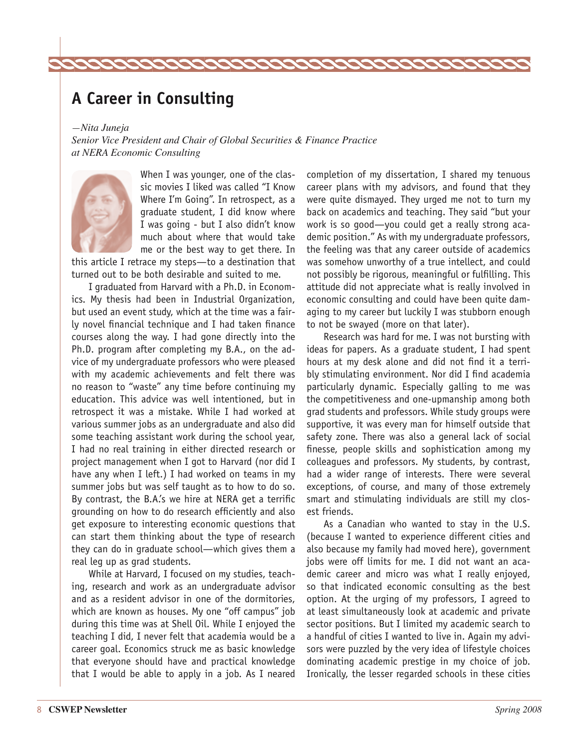# A Career in Consulting

*—Nita Juneja*
*Senior Vice President and Chair of Global Securities & Finance Practice at NERA Economic Consulting*

When I was younger, one of the classic movies I liked was called "I Know Where I'm Going". In retrospect, as a graduate student, I did know where I was going - but I also didn't know much about where that would take me or the best way to get there. In this article I retrace my steps—to a destination that turned out to be both desirable and suited to me.

I graduated from Harvard with a Ph.D. in Economics. My thesis had been in Industrial Organization, but used an event study, which at the time was a fairly novel financial technique and I had taken finance courses along the way. I had gone directly into the Ph.D. program after completing my B.A., on the advice of my undergraduate professors who were pleased with my academic achievements and felt there was no reason to "waste" any time before continuing my education. This advice was well intentioned, but in retrospect it was a mistake. While I had worked at various summer jobs as an undergraduate and also did some teaching assistant work during the school year, I had no real training in either directed research or project management when I got to Harvard (nor did I have any when I left.) I had worked on teams in my summer jobs but was self taught as to how to do so. By contrast, the B.A.'s we hire at NERA get a terrific grounding on how to do research efficiently and also get exposure to interesting economic questions that can start them thinking about the type of research they can do in graduate school—which gives them a real leg up as grad students.

While at Harvard, I focused on my studies, teaching, research and work as an undergraduate advisor and as a resident advisor in one of the dormitories, which are known as houses. My one "off campus" job during this time was at Shell Oil. While I enjoyed the teaching I did, I never felt that academia would be a career goal. Economics struck me as basic knowledge that everyone should have and practical knowledge that I would be able to apply in a job. As I neared completion of my dissertation, I shared my tenuous career plans with my advisors, and found that they were quite dismayed. They urged me not to turn my back on academics and teaching. They said "but your work is so good—you could get a really strong academic position." As with my undergraduate professors, the feeling was that any career outside of academics was somehow unworthy of a true intellect, and could not possibly be rigorous, meaningful or fulfilling. This attitude did not appreciate what is really involved in economic consulting and could have been quite damaging to my career but luckily I was stubborn enough to not be swayed (more on that later).

Research was hard for me. I was not bursting with ideas for papers. As a graduate student, I had spent hours at my desk alone and did not find it a terribly stimulating environment. Nor did I find academia particularly dynamic. Especially galling to me was the competitiveness and one-upmanship among both grad students and professors. While study groups were supportive, it was every man for himself outside that safety zone. There was also a general lack of social finesse, people skills and sophistication among my colleagues and professors. My students, by contrast, had a wider range of interests. There were several exceptions, of course, and many of those extremely smart and stimulating individuals are still my closest friends.

As a Canadian who wanted to stay in the U.S. (because I wanted to experience different cities and also because my family had moved here), government jobs were off limits for me. I did not want an academic career and micro was what I really enjoyed, so that indicated economic consulting as the best option. At the urging of my professors, I agreed to at least simultaneously look at academic and private sector positions. But I limited my academic search to a handful of cities I wanted to live in. Again my advisors were puzzled by the very idea of lifestyle choices dominating academic prestige in my choice of job. Ironically, the lesser regarded schools in these cities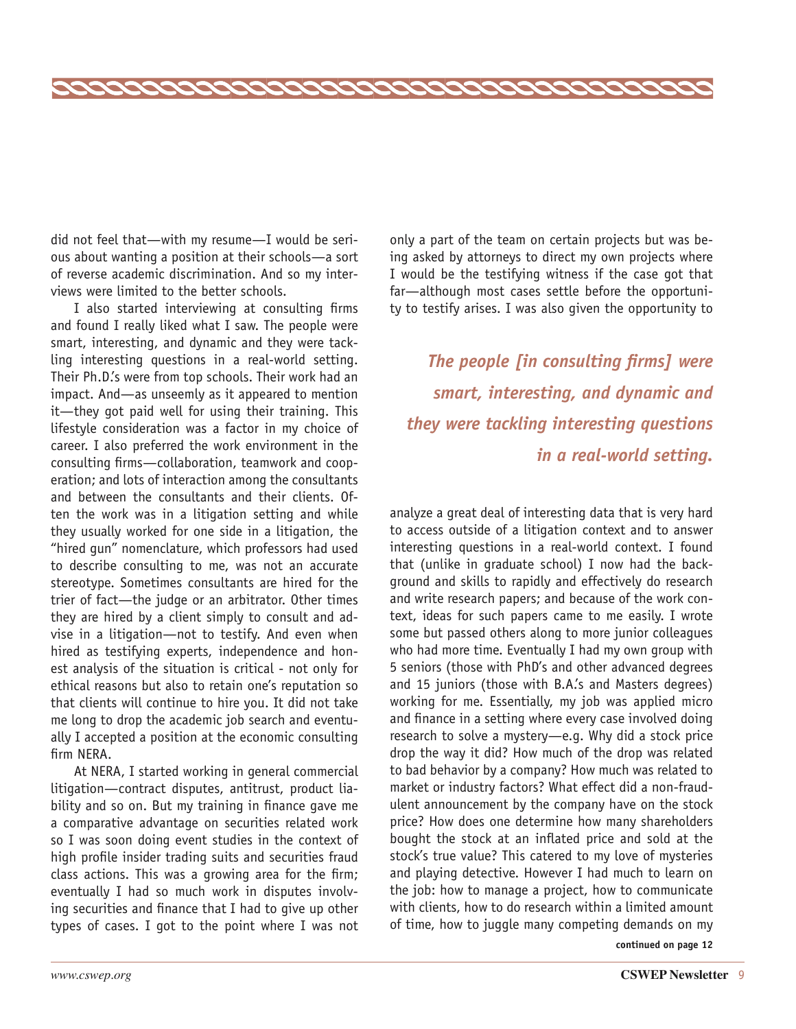did not feel that—with my resume—I would be serious about wanting a position at their schools—a sort of reverse academic discrimination. And so my interviews were limited to the better schools.

I also started interviewing at consulting firms and found I really liked what I saw. The people were smart, interesting, and dynamic and they were tackling interesting questions in a real-world setting. Their Ph.D.'s were from top schools. Their work had an impact. And—as unseemly as it appeared to mention it—they got paid well for using their training. This lifestyle consideration was a factor in my choice of career. I also preferred the work environment in the consulting firms—collaboration, teamwork and cooperation; and lots of interaction among the consultants and between the consultants and their clients. Often the work was in a litigation setting and while they usually worked for one side in a litigation, the "hired gun" nomenclature, which professors had used to describe consulting to me, was not an accurate stereotype. Sometimes consultants are hired for the trier of fact—the judge or an arbitrator. Other times they are hired by a client simply to consult and advise in a litigation—not to testify. And even when hired as testifying experts, independence and honest analysis of the situation is critical - not only for ethical reasons but also to retain one's reputation so that clients will continue to hire you. It did not take me long to drop the academic job search and eventually I accepted a position at the economic consulting firm NERA.

At NERA, I started working in general commercial litigation—contract disputes, antitrust, product liability and so on. But my training in finance gave me a comparative advantage on securities related work so I was soon doing event studies in the context of high profile insider trading suits and securities fraud class actions. This was a growing area for the firm; eventually I had so much work in disputes involving securities and finance that I had to give up other types of cases. I got to the point where I was not only a part of the team on certain projects but was being asked by attorneys to direct my own projects where I would be the testifying witness if the case got that far—although most cases settle before the opportunity to testify arises. I was also given the opportunity to analyze a great deal of interesting data that is very hard to access outside of a litigation context and to answer interesting questions in a real-world context. I found that (unlike in graduate school) I now had the background and skills to rapidly and effectively do research and write research papers; and because of the work context, ideas for such papers came to me easily. I wrote some but passed others along to more junior colleagues who had more time. Eventually I had my own group with 5 seniors (those with PhD's and other advanced degrees and 15 juniors (those with B.A.'s and Masters degrees) working for me. Essentially, my job was applied micro and finance in a setting where every case involved doing research to solve a mystery—e.g. Why did a stock price drop the way it did? How much of the drop was related to bad behavior by a company? How much was related to market or industry factors? What effect did a non-fraudulent announcement by the company have on the stock price? How does one determine how many shareholders bought the stock at an inflated price and sold at the stock's true value? This catered to my love of mysteries and playing detective. However I had much to learn on the job: how to manage a project, how to communicate with clients, how to do research within a limited amount of time, how to juggle many competing demands on my

> ***The people [in consulting firms] were smart, interesting, and dynamic and they were tackling interesting questions in a real-world setting.***

**continued on page 12**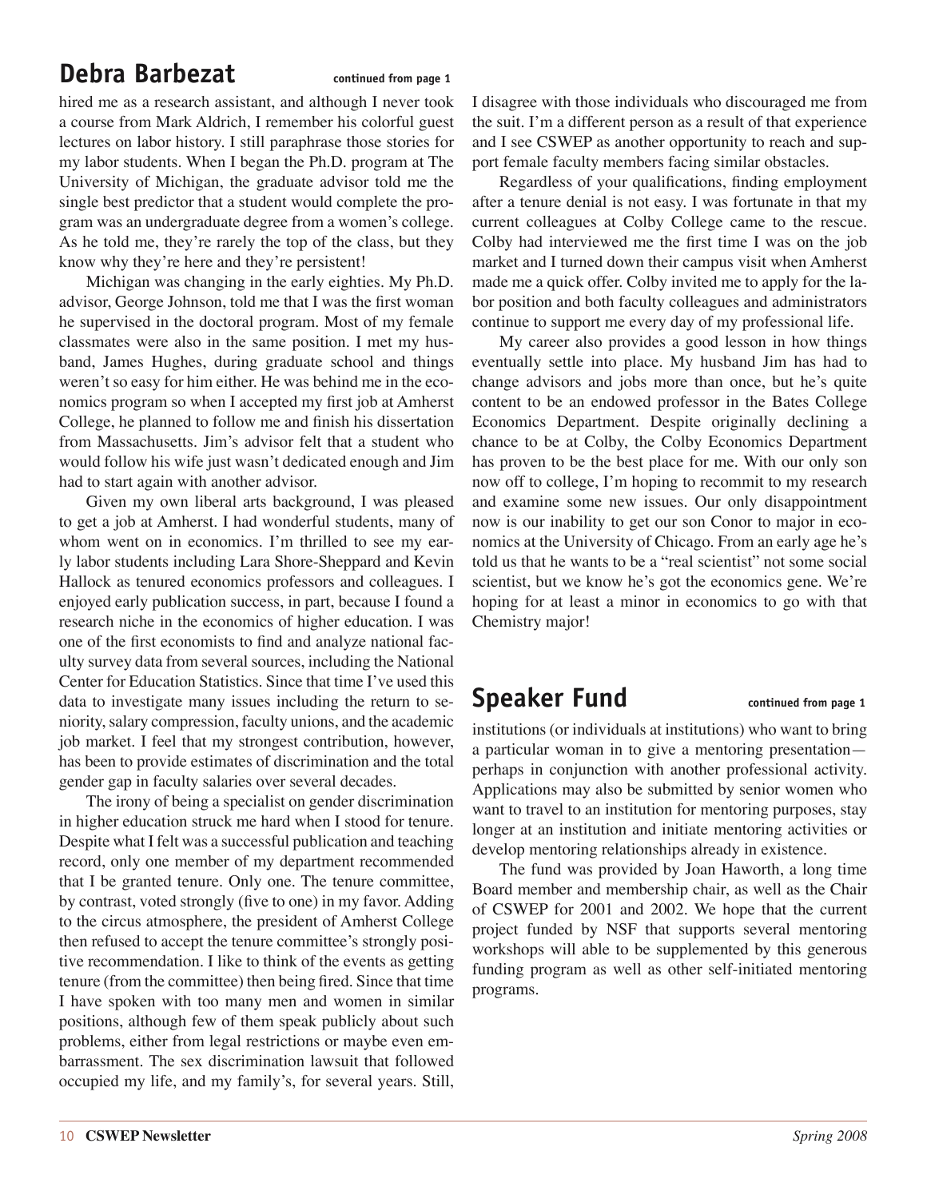## Debra Barbezat

continued from page 1

hired me as a research assistant, and although I never took a course from Mark Aldrich, I remember his colorful guest lectures on labor history. I still paraphrase those stories for my labor students. When I began the Ph.D. program at The University of Michigan, the graduate advisor told me the single best predictor that a student would complete the program was an undergraduate degree from a women's college. As he told me, they're rarely the top of the class, but they know why they're here and they're persistent!

Michigan was changing in the early eighties. My Ph.D. advisor, George Johnson, told me that I was the first woman he supervised in the doctoral program. Most of my female classmates were also in the same position. I met my husband, James Hughes, during graduate school and things weren't so easy for him either. He was behind me in the economics program so when I accepted my first job at Amherst College, he planned to follow me and finish his dissertation from Massachusetts. Jim's advisor felt that a student who would follow his wife just wasn't dedicated enough and Jim had to start again with another advisor.

Given my own liberal arts background, I was pleased to get a job at Amherst. I had wonderful students, many of whom went on in economics. I'm thrilled to see my early labor students including Lara Shore-Sheppard and Kevin Hallock as tenured economics professors and colleagues. I enjoyed early publication success, in part, because I found a research niche in the economics of higher education. I was one of the first economists to find and analyze national faculty survey data from several sources, including the National Center for Education Statistics. Since that time I've used this data to investigate many issues including the return to seniority, salary compression, faculty unions, and the academic job market. I feel that my strongest contribution, however, has been to provide estimates of discrimination and the total gender gap in faculty salaries over several decades.

The irony of being a specialist on gender discrimination in higher education struck me hard when I stood for tenure. Despite what I felt was a successful publication and teaching record, only one member of my department recommended that I be granted tenure. Only one. The tenure committee, by contrast, voted strongly (five to one) in my favor. Adding to the circus atmosphere, the president of Amherst College then refused to accept the tenure committee's strongly positive recommendation. I like to think of the events as getting tenure (from the committee) then being fired. Since that time I have spoken with too many men and women in similar positions, although few of them speak publicly about such problems, either from legal restrictions or maybe even embarrassment. The sex discrimination lawsuit that followed occupied my life, and my family's, for several years. Still, I disagree with those individuals who discouraged me from the suit. I'm a different person as a result of that experience and I see CSWEP as another opportunity to reach and support female faculty members facing similar obstacles.

Regardless of your qualifications, finding employment after a tenure denial is not easy. I was fortunate in that my current colleagues at Colby College came to the rescue. Colby had interviewed me the first time I was on the job market and I turned down their campus visit when Amherst made me a quick offer. Colby invited me to apply for the labor position and both faculty colleagues and administrators continue to support me every day of my professional life.

My career also provides a good lesson in how things eventually settle into place. My husband Jim has had to change advisors and jobs more than once, but he's quite content to be an endowed professor in the Bates College Economics Department. Despite originally declining a chance to be at Colby, the Colby Economics Department has proven to be the best place for me. With our only son now off to college, I'm hoping to recommit to my research and examine some new issues. Our only disappointment now is our inability to get our son Conor to major in economics at the University of Chicago. From an early age he's told us that he wants to be a "real scientist" not some social scientist, but we know he's got the economics gene. We're hoping for at least a minor in economics to go with that Chemistry major!

## Speaker Fund

continued from page 1

institutions (or individuals at institutions) who want to bring a particular woman in to give a mentoring presentation—perhaps in conjunction with another professional activity. Applications may also be submitted by senior women who want to travel to an institution for mentoring purposes, stay longer at an institution and initiate mentoring activities or develop mentoring relationships already in existence.

The fund was provided by Joan Haworth, a long time Board member and membership chair, as well as the Chair of CSWEP for 2001 and 2002. We hope that the current project funded by NSF that supports several mentoring workshops will able to be supplemented by this generous funding program as well as other self-initiated mentoring programs.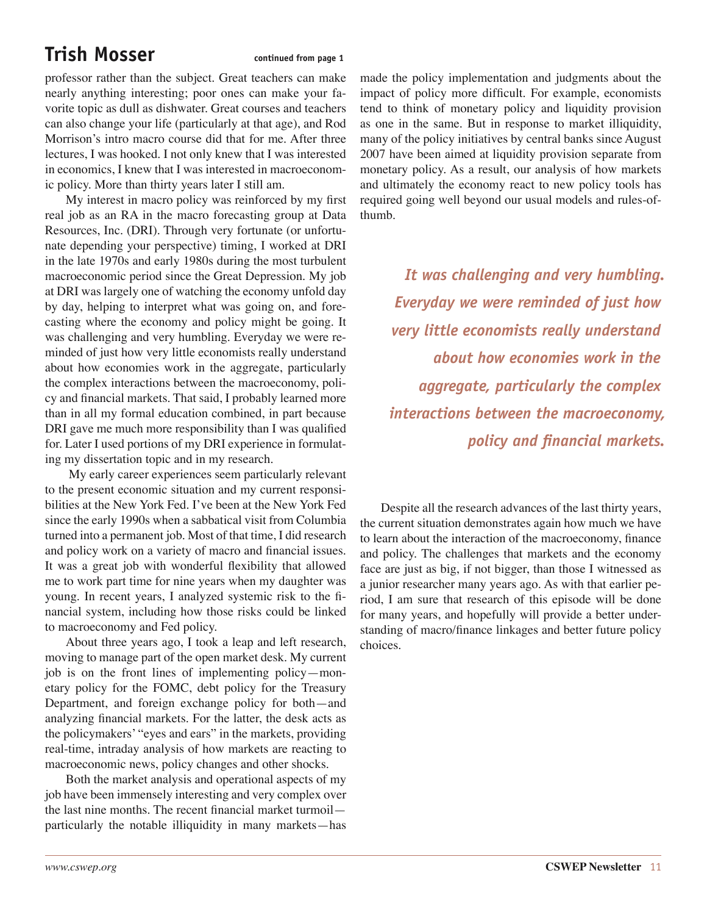## Trish Mosser

continued from page 1

professor rather than the subject. Great teachers can make nearly anything interesting; poor ones can make your favorite topic as dull as dishwater. Great courses and teachers can also change your life (particularly at that age), and Rod Morrison's intro macro course did that for me. After three lectures, I was hooked. I not only knew that I was interested in economics, I knew that I was interested in macroeconomic policy. More than thirty years later I still am.

My interest in macro policy was reinforced by my first real job as an RA in the macro forecasting group at Data Resources, Inc. (DRI). Through very fortunate (or unfortunate depending your perspective) timing, I worked at DRI in the late 1970s and early 1980s during the most turbulent macroeconomic period since the Great Depression. My job at DRI was largely one of watching the economy unfold day by day, helping to interpret what was going on, and forecasting where the economy and policy might be going. It was challenging and very humbling. Everyday we were reminded of just how very little economists really understand about how economies work in the aggregate, particularly the complex interactions between the macroeconomy, policy and financial markets. That said, I probably learned more than in all my formal education combined, in part because DRI gave me much more responsibility than I was qualified for. Later I used portions of my DRI experience in formulating my dissertation topic and in my research.

My early career experiences seem particularly relevant to the present economic situation and my current responsibilities at the New York Fed. I've been at the New York Fed since the early 1990s when a sabbatical visit from Columbia turned into a permanent job. Most of that time, I did research and policy work on a variety of macro and financial issues. It was a great job with wonderful flexibility that allowed me to work part time for nine years when my daughter was young. In recent years, I analyzed systemic risk to the financial system, including how those risks could be linked to macroeconomy and Fed policy.

About three years ago, I took a leap and left research, moving to manage part of the open market desk. My current job is on the front lines of implementing policy—monetary policy for the FOMC, debt policy for the Treasury Department, and foreign exchange policy for both—and analyzing financial markets. For the latter, the desk acts as the policymakers' "eyes and ears" in the markets, providing real-time, intraday analysis of how markets are reacting to macroeconomic news, policy changes and other shocks.

Both the market analysis and operational aspects of my job have been immensely interesting and very complex over the last nine months. The recent financial market turmoil—particularly the notable illiquidity in many markets—has made the policy implementation and judgments about the impact of policy more difficult. For example, economists tend to think of monetary policy and liquidity provision as one in the same. But in response to market illiquidity, many of the policy initiatives by central banks since August 2007 have been aimed at liquidity provision separate from monetary policy. As a result, our analysis of how markets and ultimately the economy react to new policy tools has required going well beyond our usual models and rules-of-thumb.

> ***It was challenging and very humbling. Everyday we were reminded of just how very little economists really understand about how economies work in the aggregate, particularly the complex interactions between the macroeconomy, policy and financial markets.***

Despite all the research advances of the last thirty years, the current situation demonstrates again how much we have to learn about the interaction of the macroeconomy, finance and policy. The challenges that markets and the economy face are just as big, if not bigger, than those I witnessed as a junior researcher many years ago. As with that earlier period, I am sure that research of this episode will be done for many years, and hopefully will provide a better understanding of macro/finance linkages and better future policy choices.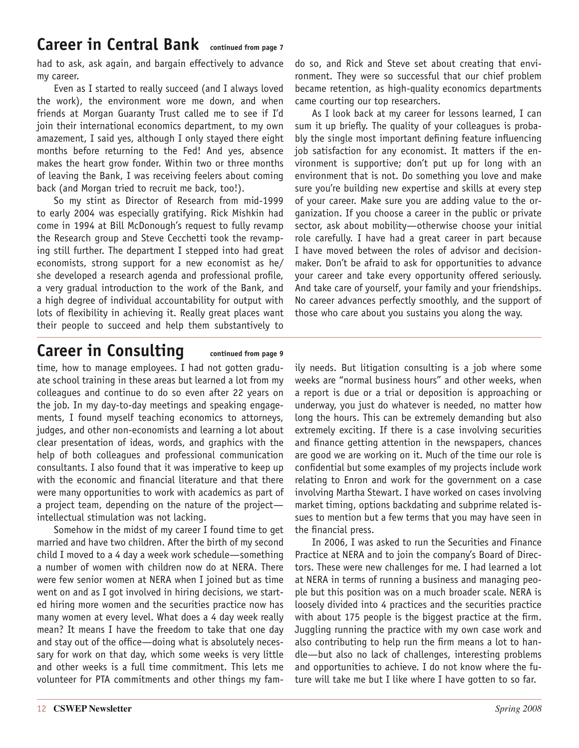## Career in Central Bank *continued from page 7*

had to ask, ask again, and bargain effectively to advance my career.

Even as I started to really succeed (and I always loved the work), the environment wore me down, and when friends at Morgan Guaranty Trust called me to see if I'd join their international economics department, to my own amazement, I said yes, although I only stayed there eight months before returning to the Fed! And yes, absence makes the heart grow fonder. Within two or three months of leaving the Bank, I was receiving feelers about coming back (and Morgan tried to recruit me back, too!).

So my stint as Director of Research from mid-1999 to early 2004 was especially gratifying. Rick Mishkin had come in in 1994 at Bill McDonough's request to fully revamp the Research group and Steve Cecchetti took the revamping still further. The department I stepped into had great economists, strong support for a new economist as he/she developed a research agenda and professional profile, a very gradual introduction to the work of the Bank, and a high degree of individual accountability for output with lots of flexibility in achieving it. Really great places want their people to succeed and help them substantively to do so, and Rick and Steve set about creating that environment. They were so successful that our chief problem became retention, as high-quality economics departments came courting our top researchers.

As I look back at my career for lessons learned, I can sum it up briefly. The quality of your colleagues is probably the single most important defining feature influencing job satisfaction for any economist. It matters if the environment is supportive; don't put up for long with an environment that is not. Do something you love and make sure you're building new expertise and skills at every step of your career. Make sure you are adding value to the organization. If you choose a career in the public or private sector, ask about mobility—otherwise choose your initial role carefully. I have had a great career in part because I have moved between the roles of advisor and decision-maker. Don't be afraid to ask for opportunities to advance your career and take every opportunity offered seriously. And take care of yourself, your family and your friendships. No career advances perfectly smoothly, and the support of those who care about you sustains you along the way.

## Career in Consulting *continued from page 9*

time, how to manage employees. I had not gotten graduate school training in these areas but learned a lot from my colleagues and continue to do so even after 22 years on the job. In my day-to-day meetings and speaking engagements, I found myself teaching economics to attorneys, judges, and other non-economists and learning a lot about clear presentation of ideas, words, and graphics with the help of both colleagues and professional communication consultants. I also found that it was imperative to keep up with the economic and financial literature and that there were many opportunities to work with academics as part of a project team, depending on the nature of the project—intellectual stimulation was not lacking.

Somehow in the midst of my career I found time to get married and have two children. After the birth of my second child I moved to a 4 day a week work schedule—something a number of women with children now do at NERA. There were few senior women at NERA when I joined but as time went on and as I got involved in hiring decisions, we started hiring more women and the securities practice now has many women at every level. What does a 4 day week really mean? It means I have the freedom to take that one day and stay out of the office—doing what is absolutely necessary for work on that day, which some weeks is very little and other weeks is a full time commitment. This lets me volunteer for PTA commitments and other things my family needs. But litigation consulting is a job where some weeks are "normal business hours" and other weeks, when a report is due or a trial or deposition is approaching or underway, you just do whatever is needed, no matter how long the hours. This can be extremely demanding but also extremely exciting. If there is a case involving securities and finance getting attention in the newspapers, chances are good we are working on it. Much of the time our role is confidential but some examples of my projects include work relating to Enron and work for the government on a case involving Martha Stewart. I have worked on cases involving market timing, options backdating and subprime related issues to mention but a few terms that you may have seen in the financial press.

In 2006, I was asked to run the Securities and Finance Practice at NERA and to join the company's Board of Directors. These were new challenges for me. I had learned a lot at NERA in terms of running a business and managing people but this position was on a much broader scale. NERA is loosely divided into 4 practices and the securities practice with about 175 people is the biggest practice at the firm. Juggling running the practice with my own case work and also contributing to help run the firm means a lot to handle—but also no lack of challenges, interesting problems and opportunities to achieve. I do not know where the future will take me but I like where I have gotten to so far.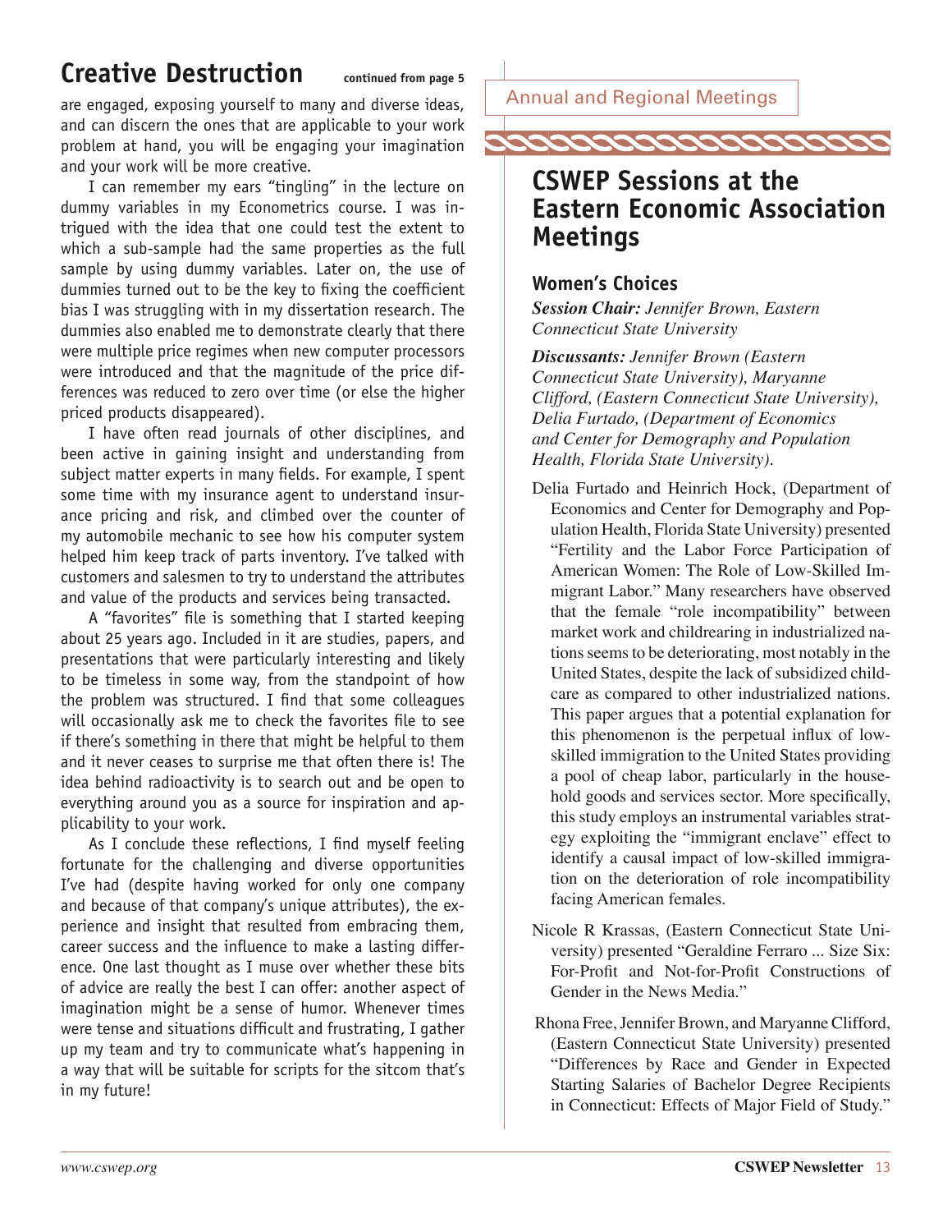## Creative Destruction

continued from page 5

are engaged, exposing yourself to many and diverse ideas, and can discern the ones that are applicable to your work problem at hand, you will be engaging your imagination and your work will be more creative.

I can remember my ears "tingling" in the lecture on dummy variables in my Econometrics course. I was intrigued with the idea that one could test the extent to which a sub-sample had the same properties as the full sample by using dummy variables. Later on, the use of dummies turned out to be the key to fixing the coefficient bias I was struggling with in my dissertation research. The dummies also enabled me to demonstrate clearly that there were multiple price regimes when new computer processors were introduced and that the magnitude of the price differences was reduced to zero over time (or else the higher priced products disappeared).

I have often read journals of other disciplines, and been active in gaining insight and understanding from subject matter experts in many fields. For example, I spent some time with my insurance agent to understand insurance pricing and risk, and climbed over the counter of my automobile mechanic to see how his computer system helped him keep track of parts inventory. I've talked with customers and salesmen to try to understand the attributes and value of the products and services being transacted.

A "favorites" file is something that I started keeping about 25 years ago. Included in it are studies, papers, and presentations that were particularly interesting and likely to be timeless in some way, from the standpoint of how the problem was structured. I find that some colleagues will occasionally ask me to check the favorites file to see if there's something in there that might be helpful to them and it never ceases to surprise me that often there is! The idea behind radioactivity is to search out and be open to everything around you as a source for inspiration and applicability to your work.

As I conclude these reflections, I find myself feeling fortunate for the challenging and diverse opportunities I've had (despite having worked for only one company and because of that company's unique attributes), the experience and insight that resulted from embracing them, career success and the influence to make a lasting difference. One last thought as I muse over whether these bits of advice are really the best I can offer: another aspect of imagination might be a sense of humor. Whenever times were tense and situations difficult and frustrating, I gather up my team and try to communicate what's happening in a way that will be suitable for scripts for the sitcom that's in my future!

Annual and Regional Meetings

## CSWEP Sessions at the Eastern Economic Association Meetings

### Women's Choices

***Session Chair:*** *Jennifer Brown, Eastern Connecticut State University*

***Discussants:*** *Jennifer Brown (Eastern Connecticut State University), Maryanne Clifford, (Eastern Connecticut State University), Delia Furtado, (Department of Economics and Center for Demography and Population Health, Florida State University).*

Delia Furtado and Heinrich Hock, (Department of Economics and Center for Demography and Population Health, Florida State University) presented "Fertility and the Labor Force Participation of American Women: The Role of Low-Skilled Immigrant Labor." Many researchers have observed that the female "role incompatibility" between market work and childrearing in industrialized nations seems to be deteriorating, most notably in the United States, despite the lack of subsidized childcare as compared to other industrialized nations. This paper argues that a potential explanation for this phenomenon is the perpetual influx of low-skilled immigration to the United States providing a pool of cheap labor, particularly in the household goods and services sector. More specifically, this study employs an instrumental variables strategy exploiting the "immigrant enclave" effect to identify a causal impact of low-skilled immigration on the deterioration of role incompatibility facing American females.

Nicole R Krassas, (Eastern Connecticut State University) presented "Geraldine Ferraro ... Size Six: For-Profit and Not-for-Profit Constructions of Gender in the News Media."

Rhona Free, Jennifer Brown, and Maryanne Clifford, (Eastern Connecticut State University) presented "Differences by Race and Gender in Expected Starting Salaries of Bachelor Degree Recipients in Connecticut: Effects of Major Field of Study."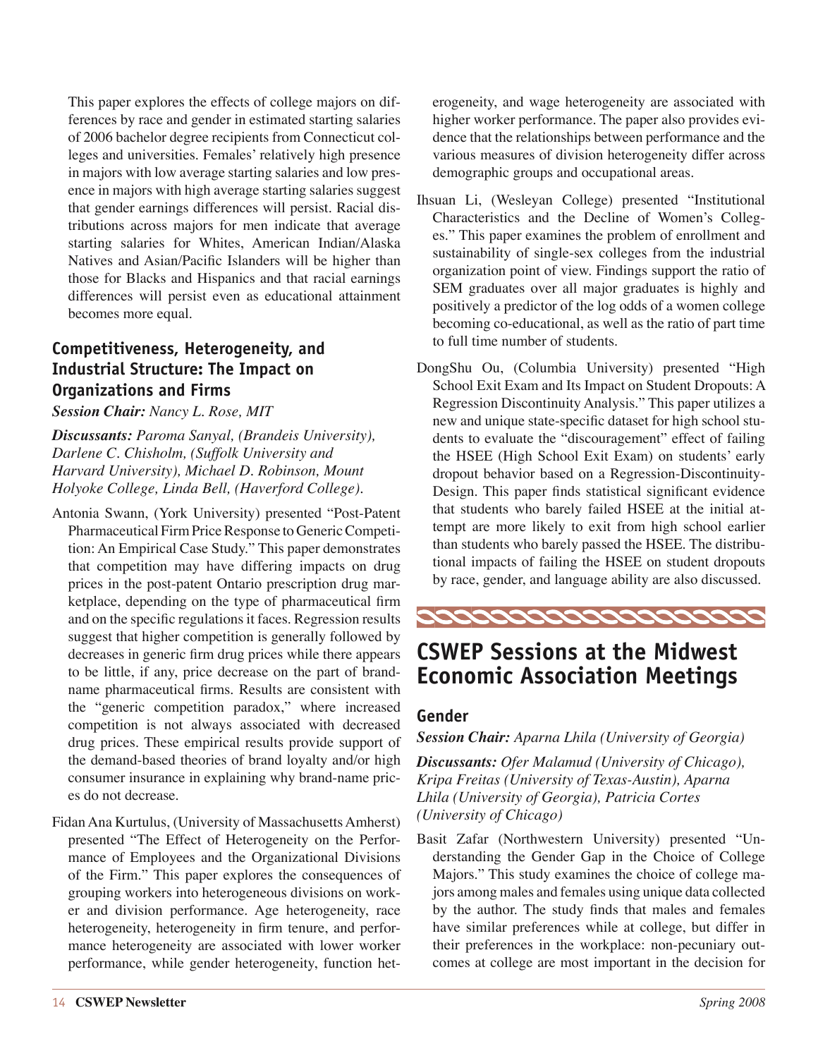This paper explores the effects of college majors on differences by race and gender in estimated starting salaries of 2006 bachelor degree recipients from Connecticut colleges and universities. Females' relatively high presence in majors with low average starting salaries and low presence in majors with high average starting salaries suggest that gender earnings differences will persist. Racial distributions across majors for men indicate that average starting salaries for Whites, American Indian/Alaska Natives and Asian/Pacific Islanders will be higher than those for Blacks and Hispanics and that racial earnings differences will persist even as educational attainment becomes more equal.

### Competitiveness, Heterogeneity, and Industrial Structure: The Impact on Organizations and Firms

***Session Chair:*** *Nancy L. Rose, MIT*

***Discussants:*** *Paroma Sanyal, (Brandeis University), Darlene C. Chisholm, (Suffolk University and Harvard University), Michael D. Robinson, Mount Holyoke College, Linda Bell, (Haverford College).*

Antonia Swann, (York University) presented "Post-Patent Pharmaceutical Firm Price Response to Generic Competition: An Empirical Case Study." This paper demonstrates that competition may have differing impacts on drug prices in the post-patent Ontario prescription drug marketplace, depending on the type of pharmaceutical firm and on the specific regulations it faces. Regression results suggest that higher competition is generally followed by decreases in generic firm drug prices while there appears to be little, if any, price decrease on the part of brand-name pharmaceutical firms. Results are consistent with the "generic competition paradox," where increased competition is not always associated with decreased drug prices. These empirical results provide support of the demand-based theories of brand loyalty and/or high consumer insurance in explaining why brand-name prices do not decrease.

Fidan Ana Kurtulus, (University of Massachusetts Amherst) presented "The Effect of Heterogeneity on the Performance of Employees and the Organizational Divisions of the Firm." This paper explores the consequences of grouping workers into heterogeneous divisions on worker and division performance. Age heterogeneity, race heterogeneity, heterogeneity in firm tenure, and performance heterogeneity are associated with lower worker performance, while gender heterogeneity, function heterogeneity, and wage heterogeneity are associated with higher worker performance. The paper also provides evidence that the relationships between performance and the various measures of division heterogeneity differ across demographic groups and occupational areas.

Ihsuan Li, (Wesleyan College) presented "Institutional Characteristics and the Decline of Women's Colleges." This paper examines the problem of enrollment and sustainability of single-sex colleges from the industrial organization point of view. Findings support the ratio of SEM graduates over all major graduates is highly and positively a predictor of the log odds of a women college becoming co-educational, as well as the ratio of part time to full time number of students.

DongShu Ou, (Columbia University) presented "High School Exit Exam and Its Impact on Student Dropouts: A Regression Discontinuity Analysis." This paper utilizes a new and unique state-specific dataset for high school students to evaluate the "discouragement" effect of failing the HSEE (High School Exit Exam) on students' early dropout behavior based on a Regression-Discontinuity-Design. This paper finds statistical significant evidence that students who barely failed HSEE at the initial attempt are more likely to exit from high school earlier than students who barely passed the HSEE. The distributional impacts of failing the HSEE on student dropouts by race, gender, and language ability are also discussed.

## CSWEP Sessions at the Midwest Economic Association Meetings

### Gender

***Session Chair:*** *Aparna Lhila (University of Georgia)*

***Discussants:*** *Ofer Malamud (University of Chicago), Kripa Freitas (University of Texas-Austin), Aparna Lhila (University of Georgia), Patricia Cortes (University of Chicago)*

Basit Zafar (Northwestern University) presented "Understanding the Gender Gap in the Choice of College Majors." This study examines the choice of college majors among males and females using unique data collected by the author. The study finds that males and females have similar preferences while at college, but differ in their preferences in the workplace: non-pecuniary outcomes at college are most important in the decision for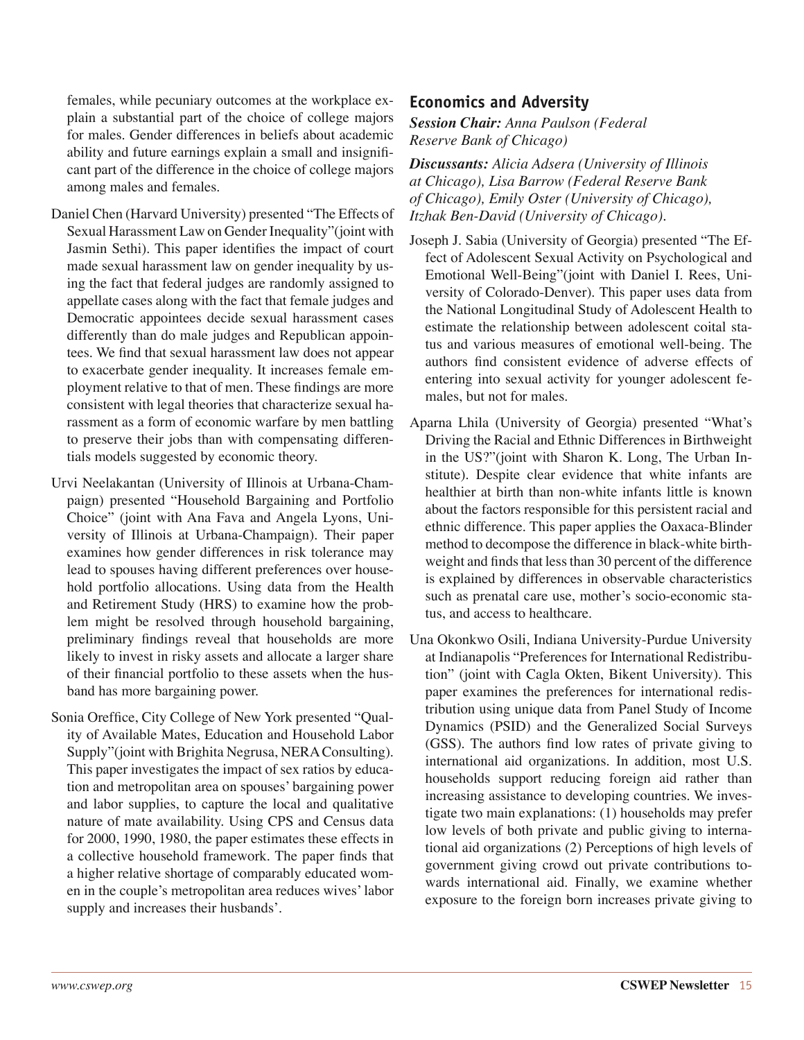females, while pecuniary outcomes at the workplace explain a substantial part of the choice of college majors for males. Gender differences in beliefs about academic ability and future earnings explain a small and insignificant part of the difference in the choice of college majors among males and females.

Daniel Chen (Harvard University) presented "The Effects of Sexual Harassment Law on Gender Inequality"(joint with Jasmin Sethi). This paper identifies the impact of court made sexual harassment law on gender inequality by using the fact that federal judges are randomly assigned to appellate cases along with the fact that female judges and Democratic appointees decide sexual harassment cases differently than do male judges and Republican appointees. We find that sexual harassment law does not appear to exacerbate gender inequality. It increases female employment relative to that of men. These findings are more consistent with legal theories that characterize sexual harassment as a form of economic warfare by men battling to preserve their jobs than with compensating differentials models suggested by economic theory.

Urvi Neelakantan (University of Illinois at Urbana-Champaign) presented "Household Bargaining and Portfolio Choice" (joint with Ana Fava and Angela Lyons, University of Illinois at Urbana-Champaign). Their paper examines how gender differences in risk tolerance may lead to spouses having different preferences over household portfolio allocations. Using data from the Health and Retirement Study (HRS) to examine how the problem might be resolved through household bargaining, preliminary findings reveal that households are more likely to invest in risky assets and allocate a larger share of their financial portfolio to these assets when the husband has more bargaining power.

Sonia Oreffice, City College of New York presented "Quality of Available Mates, Education and Household Labor Supply"(joint with Brighita Negrusa, NERA Consulting). This paper investigates the impact of sex ratios by education and metropolitan area on spouses' bargaining power and labor supplies, to capture the local and qualitative nature of mate availability. Using CPS and Census data for 2000, 1990, 1980, the paper estimates these effects in a collective household framework. The paper finds that a higher relative shortage of comparably educated women in the couple's metropolitan area reduces wives' labor supply and increases their husbands'.

## Economics and Adversity

***Session Chair:*** *Anna Paulson (Federal Reserve Bank of Chicago)*

***Discussants:*** *Alicia Adsera (University of Illinois at Chicago), Lisa Barrow (Federal Reserve Bank of Chicago), Emily Oster (University of Chicago), Itzhak Ben-David (University of Chicago).*

Joseph J. Sabia (University of Georgia) presented "The Effect of Adolescent Sexual Activity on Psychological and Emotional Well-Being"(joint with Daniel I. Rees, University of Colorado-Denver). This paper uses data from the National Longitudinal Study of Adolescent Health to estimate the relationship between adolescent coital status and various measures of emotional well-being. The authors find consistent evidence of adverse effects of entering into sexual activity for younger adolescent females, but not for males.

Aparna Lhila (University of Georgia) presented "What's Driving the Racial and Ethnic Differences in Birthweight in the US?"(joint with Sharon K. Long, The Urban Institute). Despite clear evidence that white infants are healthier at birth than non-white infants little is known about the factors responsible for this persistent racial and ethnic difference. This paper applies the Oaxaca-Blinder method to decompose the difference in black-white birthweight and finds that less than 30 percent of the difference is explained by differences in observable characteristics such as prenatal care use, mother's socio-economic status, and access to healthcare.

Una Okonkwo Osili, Indiana University-Purdue University at Indianapolis "Preferences for International Redistribution" (joint with Cagla Okten, Bikent University). This paper examines the preferences for international redistribution using unique data from Panel Study of Income Dynamics (PSID) and the Generalized Social Surveys (GSS). The authors find low rates of private giving to international aid organizations. In addition, most U.S. households support reducing foreign aid rather than increasing assistance to developing countries. We investigate two main explanations: (1) households may prefer low levels of both private and public giving to international aid organizations (2) Perceptions of high levels of government giving crowd out private contributions towards international aid. Finally, we examine whether exposure to the foreign born increases private giving to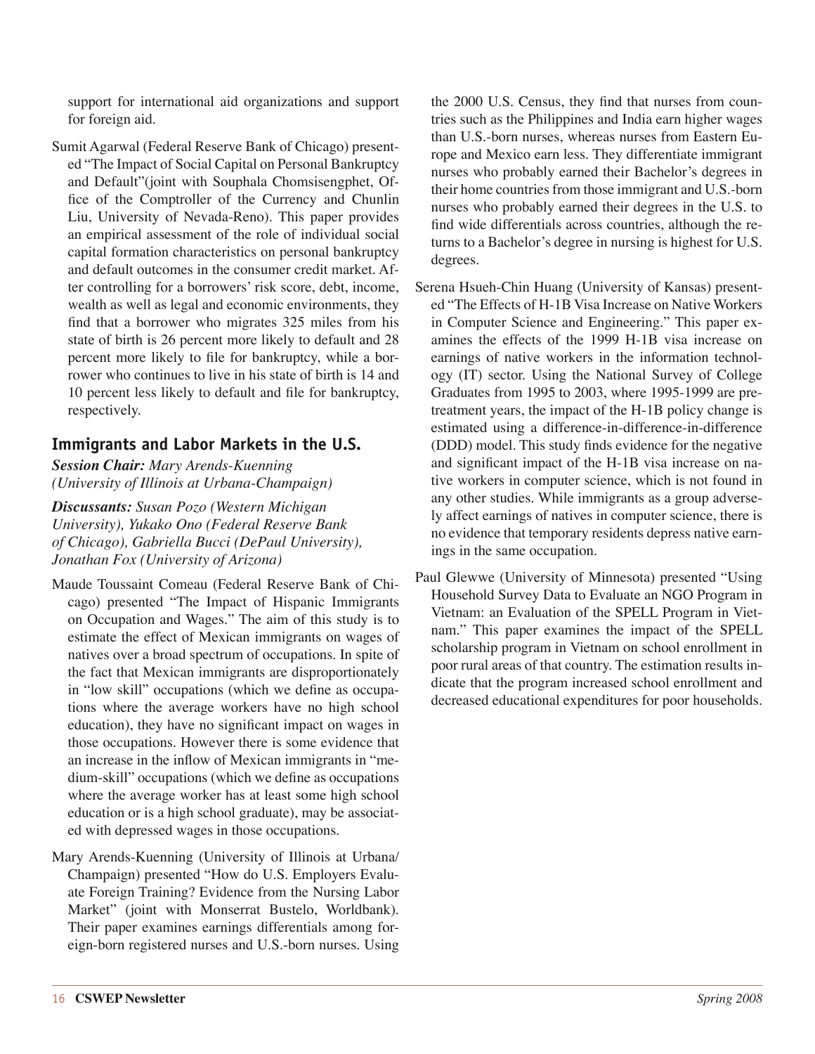support for international aid organizations and support for foreign aid.

Sumit Agarwal (Federal Reserve Bank of Chicago) presented "The Impact of Social Capital on Personal Bankruptcy and Default"(joint with Souphala Chomsisengphet, Office of the Comptroller of the Currency and Chunlin Liu, University of Nevada-Reno). This paper provides an empirical assessment of the role of individual social capital formation characteristics on personal bankruptcy and default outcomes in the consumer credit market. After controlling for a borrowers' risk score, debt, income, wealth as well as legal and economic environments, they find that a borrower who migrates 325 miles from his state of birth is 26 percent more likely to default and 28 percent more likely to file for bankruptcy, while a borrower who continues to live in his state of birth is 14 and 10 percent less likely to default and file for bankruptcy, respectively.

## Immigrants and Labor Markets in the U.S.

***Session Chair:*** *Mary Arends-Kuenning (University of Illinois at Urbana-Champaign)*

***Discussants:*** *Susan Pozo (Western Michigan University), Yukako Ono (Federal Reserve Bank of Chicago), Gabriella Bucci (DePaul University), Jonathan Fox (University of Arizona)*

Maude Toussaint Comeau (Federal Reserve Bank of Chicago) presented "The Impact of Hispanic Immigrants on Occupation and Wages." The aim of this study is to estimate the effect of Mexican immigrants on wages of natives over a broad spectrum of occupations. In spite of the fact that Mexican immigrants are disproportionately in "low skill" occupations (which we define as occupations where the average workers have no high school education), they have no significant impact on wages in those occupations. However there is some evidence that an increase in the inflow of Mexican immigrants in "medium-skill" occupations (which we define as occupations where the average worker has at least some high school education or is a high school graduate), may be associated with depressed wages in those occupations.

Mary Arends-Kuenning (University of Illinois at Urbana/Champaign) presented "How do U.S. Employers Evaluate Foreign Training? Evidence from the Nursing Labor Market" (joint with Monserrat Bustelo, Worldbank). Their paper examines earnings differentials among foreign-born registered nurses and U.S.-born nurses. Using the 2000 U.S. Census, they find that nurses from countries such as the Philippines and India earn higher wages than U.S.-born nurses, whereas nurses from Eastern Europe and Mexico earn less. They differentiate immigrant nurses who probably earned their Bachelor's degrees in their home countries from those immigrant and U.S.-born nurses who probably earned their degrees in the U.S. to find wide differentials across countries, although the returns to a Bachelor's degree in nursing is highest for U.S. degrees.

Serena Hsueh-Chin Huang (University of Kansas) presented "The Effects of H-1B Visa Increase on Native Workers in Computer Science and Engineering." This paper examines the effects of the 1999 H-1B visa increase on earnings of native workers in the information technology (IT) sector. Using the National Survey of College Graduates from 1995 to 2003, where 1995-1999 are pretreatment years, the impact of the H-1B policy change is estimated using a difference-in-difference-in-difference (DDD) model. This study finds evidence for the negative and significant impact of the H-1B visa increase on native workers in computer science, which is not found in any other studies. While immigrants as a group adversely affect earnings of natives in computer science, there is no evidence that temporary residents depress native earnings in the same occupation.

Paul Glewwe (University of Minnesota) presented "Using Household Survey Data to Evaluate an NGO Program in Vietnam: an Evaluation of the SPELL Program in Vietnam." This paper examines the impact of the SPELL scholarship program in Vietnam on school enrollment in poor rural areas of that country. The estimation results indicate that the program increased school enrollment and decreased educational expenditures for poor households.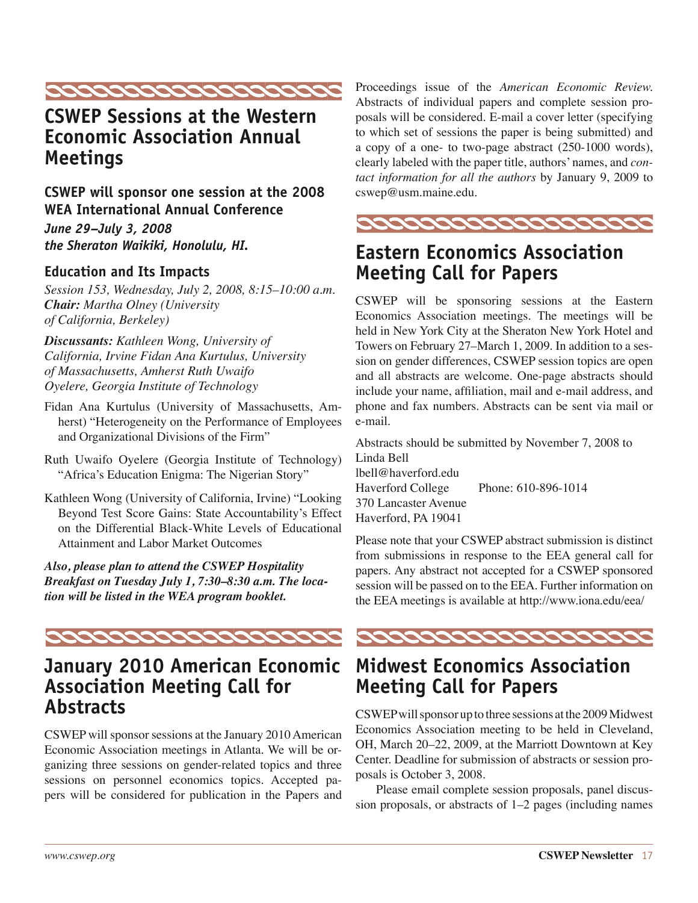## CSWEP Sessions at the Western Economic Association Annual Meetings

### CSWEP will sponsor one session at the 2008 WEA International Annual Conference

***June 29–July 3, 2008***
***the Sheraton Waikiki, Honolulu, HI.***

### Education and Its Impacts

*Session 153, Wednesday, July 2, 2008, 8:15–10:00 a.m.*
***Chair:*** *Martha Olney (University of California, Berkeley)*

***Discussants:*** *Kathleen Wong, University of California, Irvine Fidan Ana Kurtulus, University of Massachusetts, Amherst Ruth Uwaifo Oyelere, Georgia Institute of Technology*

Fidan Ana Kurtulus (University of Massachusetts, Amherst) "Heterogeneity on the Performance of Employees and Organizational Divisions of the Firm"

Ruth Uwaifo Oyelere (Georgia Institute of Technology) "Africa's Education Enigma: The Nigerian Story"

Kathleen Wong (University of California, Irvine) "Looking Beyond Test Score Gains: State Accountability's Effect on the Differential Black-White Levels of Educational Attainment and Labor Market Outcomes

***Also, please plan to attend the CSWEP Hospitality Breakfast on Tuesday July 1, 7:30–8:30 a.m. The location will be listed in the WEA program booklet.***

## January 2010 American Economic Association Meeting Call for Abstracts

CSWEP will sponsor sessions at the January 2010 American Economic Association meetings in Atlanta. We will be organizing three sessions on gender-related topics and three sessions on personnel economics topics. Accepted papers will be considered for publication in the Papers and Proceedings issue of the *American Economic Review*. Abstracts of individual papers and complete session proposals will be considered. E-mail a cover letter (specifying to which set of sessions the paper is being submitted) and a copy of a one- to two-page abstract (250-1000 words), clearly labeled with the paper title, authors' names, and *contact information for all the authors* by January 9, 2009 to cswep@usm.maine.edu.

## Eastern Economics Association Meeting Call for Papers

CSWEP will be sponsoring sessions at the Eastern Economics Association meetings. The meetings will be held in New York City at the Sheraton New York Hotel and Towers on February 27–March 1, 2009. In addition to a session on gender differences, CSWEP session topics are open and all abstracts are welcome. One-page abstracts should include your name, affiliation, mail and e-mail address, and phone and fax numbers. Abstracts can be sent via mail or e-mail.

Abstracts should be submitted by November 7, 2008 to
Linda Bell
lbell@haverford.edu
Haverford College Phone: 610-896-1014
370 Lancaster Avenue
Haverford, PA 19041

Please note that your CSWEP abstract submission is distinct from submissions in response to the EEA general call for papers. Any abstract not accepted for a CSWEP sponsored session will be passed on to the EEA. Further information on the EEA meetings is available at http://www.iona.edu/eea/

## Midwest Economics Association Meeting Call for Papers

CSWEP will sponsor up to three sessions at the 2009 Midwest Economics Association meeting to be held in Cleveland, OH, March 20–22, 2009, at the Marriott Downtown at Key Center. Deadline for submission of abstracts or session proposals is October 3, 2008.

Please email complete session proposals, panel discussion proposals, or abstracts of 1–2 pages (including names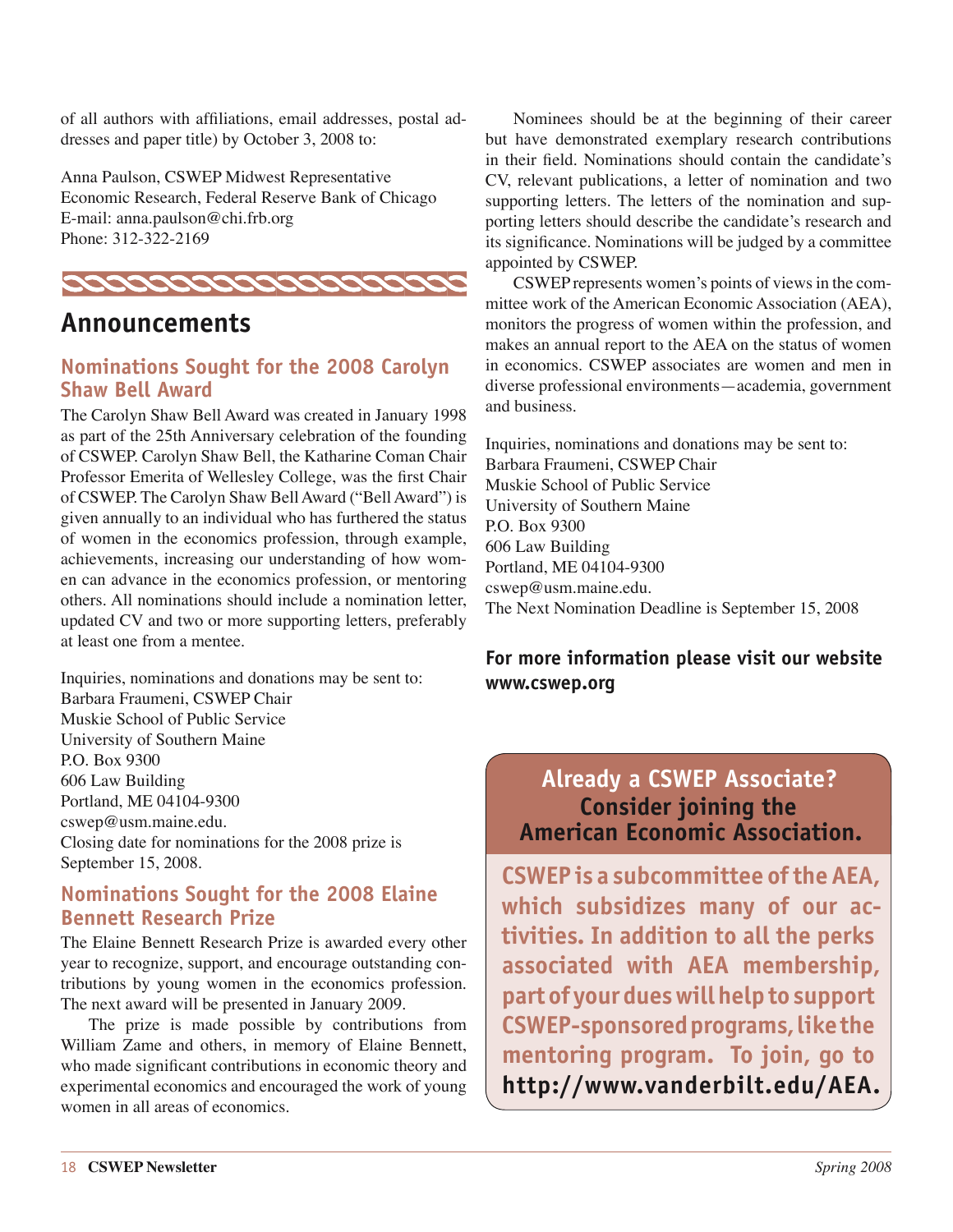of all authors with affiliations, email addresses, postal addresses and paper title) by October 3, 2008 to:

Anna Paulson, CSWEP Midwest Representative
Economic Research, Federal Reserve Bank of Chicago
E-mail: anna.paulson@chi.frb.org
Phone: 312-322-2169

# Announcements

## Nominations Sought for the 2008 Carolyn Shaw Bell Award

The Carolyn Shaw Bell Award was created in January 1998 as part of the 25th Anniversary celebration of the founding of CSWEP. Carolyn Shaw Bell, the Katharine Coman Chair Professor Emerita of Wellesley College, was the first Chair of CSWEP. The Carolyn Shaw Bell Award ("Bell Award") is given annually to an individual who has furthered the status of women in the economics profession, through example, achievements, increasing our understanding of how women can advance in the economics profession, or mentoring others. All nominations should include a nomination letter, updated CV and two or more supporting letters, preferably at least one from a mentee.

Inquiries, nominations and donations may be sent to:
Barbara Fraumeni, CSWEP Chair
Muskie School of Public Service
University of Southern Maine
P.O. Box 9300
606 Law Building
Portland, ME 04104-9300
cswep@usm.maine.edu.
Closing date for nominations for the 2008 prize is September 15, 2008.

## Nominations Sought for the 2008 Elaine Bennett Research Prize

The Elaine Bennett Research Prize is awarded every other year to recognize, support, and encourage outstanding contributions by young women in the economics profession. The next award will be presented in January 2009.

The prize is made possible by contributions from William Zame and others, in memory of Elaine Bennett, who made significant contributions in economic theory and experimental economics and encouraged the work of young women in all areas of economics.

Nominees should be at the beginning of their career but have demonstrated exemplary research contributions in their field. Nominations should contain the candidate's CV, relevant publications, a letter of nomination and two supporting letters. The letters of the nomination and supporting letters should describe the candidate's research and its significance. Nominations will be judged by a committee appointed by CSWEP.

CSWEP represents women's points of views in the committee work of the American Economic Association (AEA), monitors the progress of women within the profession, and makes an annual report to the AEA on the status of women in economics. CSWEP associates are women and men in diverse professional environments—academia, government and business.

Inquiries, nominations and donations may be sent to:
Barbara Fraumeni, CSWEP Chair
Muskie School of Public Service
University of Southern Maine
P.O. Box 9300
606 Law Building
Portland, ME 04104-9300
cswep@usm.maine.edu.
The Next Nomination Deadline is September 15, 2008

**For more information please visit our website www.cswep.org**

**Already a CSWEP Associate? Consider joining the American Economic Association.**

**CSWEP is a subcommittee of the AEA, which subsidizes many of our activities. In addition to all the perks associated with AEA membership, part of your dues will help to support CSWEP-sponsored programs, like the mentoring program. To join, go to http://www.vanderbilt.edu/AEA.**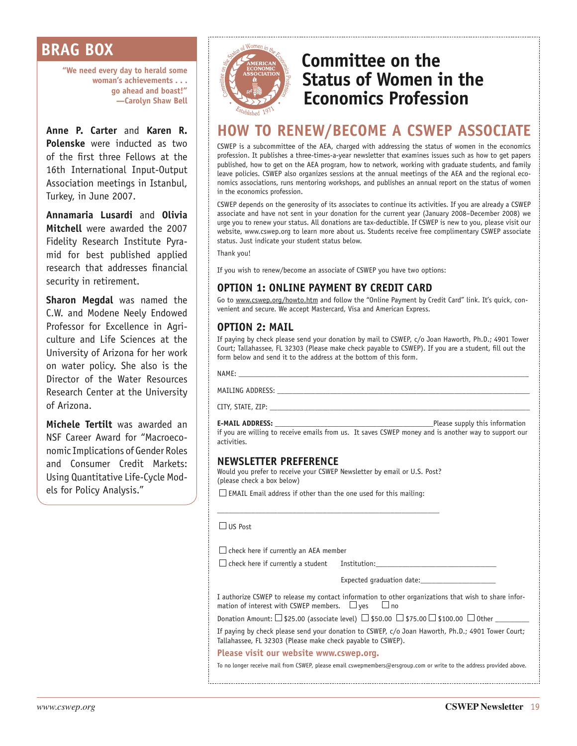## BRAG BOX

**"We need every day to herald some woman's achievements . . . go ahead and boast!" —Carolyn Shaw Bell**

**Anne P. Carter** and **Karen R. Polenske** were inducted as two of the first three Fellows at the 16th International Input-Output Association meetings in Istanbul, Turkey, in June 2007.

**Annamaria Lusardi** and **Olivia Mitchell** were awarded the 2007 Fidelity Research Institute Pyramid for best published applied research that addresses financial security in retirement.

**Sharon Megdal** was named the C.W. and Modene Neely Endowed Professor for Excellence in Agriculture and Life Sciences at the University of Arizona for her work on water policy. She also is the Director of the Water Resources Research Center at the University of Arizona.

**Michele Tertilt** was awarded an NSF Career Award for "Macroeconomic Implications of Gender Roles and Consumer Credit Markets: Using Quantitative Life-Cycle Models for Policy Analysis."

# Committee on the Status of Women in the Economics Profession

## HOW TO RENEW/BECOME A CSWEP ASSOCIATE

CSWEP is a subcommittee of the AEA, charged with addressing the status of women in the economics profession. It publishes a three-times-a-year newsletter that examines issues such as how to get papers published, how to get on the AEA program, how to network, working with graduate students, and family leave policies. CSWEP also organizes sessions at the annual meetings of the AEA and the regional economics associations, runs mentoring workshops, and publishes an annual report on the status of women in the economics profession.

CSWEP depends on the generosity of its associates to continue its activities. If you are already a CSWEP associate and have not sent in your donation for the current year (January 2008–December 2008) we urge you to renew your status. All donations are tax-deductible. If CSWEP is new to you, please visit our website, www.cswep.org to learn more about us. Students receive free complimentary CSWEP associate status. Just indicate your student status below.

Thank you!

If you wish to renew/become an associate of CSWEP you have two options:

### OPTION 1: ONLINE PAYMENT BY CREDIT CARD

Go to www.cswep.org/howto.htm and follow the "Online Payment by Credit Card" link. It's quick, convenient and secure. We accept Mastercard, Visa and American Express.

### OPTION 2: MAIL

If paying by check please send your donation by mail to CSWEP, c/o Joan Haworth, Ph.D.; 4901 Tower Court; Tallahassee, FL 32303 (Please make check payable to CSWEP). If you are a student, fill out the form below and send it to the address at the bottom of this form.

NAME: ______________________________

MAILING ADDRESS: ______________________________

CITY, STATE, ZIP: ______________________________

**E-MAIL ADDRESS:** ______________________________ Please supply this information if you are willing to receive emails from us. It saves CSWEP money and is another way to support our activities.

### NEWSLETTER PREFERENCE

Would you prefer to receive your CSWEP Newsletter by email or U.S. Post?
(please check a box below)

☐ EMAIL Email address if other than the one used for this mailing:

______________________________

☐ US Post

☐ check here if currently an AEA member

☐ check here if currently a student Institution: ______________________________

Expected graduation date: ____________________

I authorize CSWEP to release my contact information to other organizations that wish to share information of interest with CSWEP members. ☐ yes ☐ no

Donation Amount: ☐ $25.00 (associate level) ☐ $50.00 ☐ $75.00 ☐ $100.00 ☐ Other ________

If paying by check please send your donation to CSWEP, c/o Joan Haworth, Ph.D.; 4901 Tower Court; Tallahassee, FL 32303 (Please make check payable to CSWEP).

**Please visit our website www.cswep.org.**

To no longer receive mail from CSWEP, please email cswepmembers@ersgroup.com or write to the address provided above.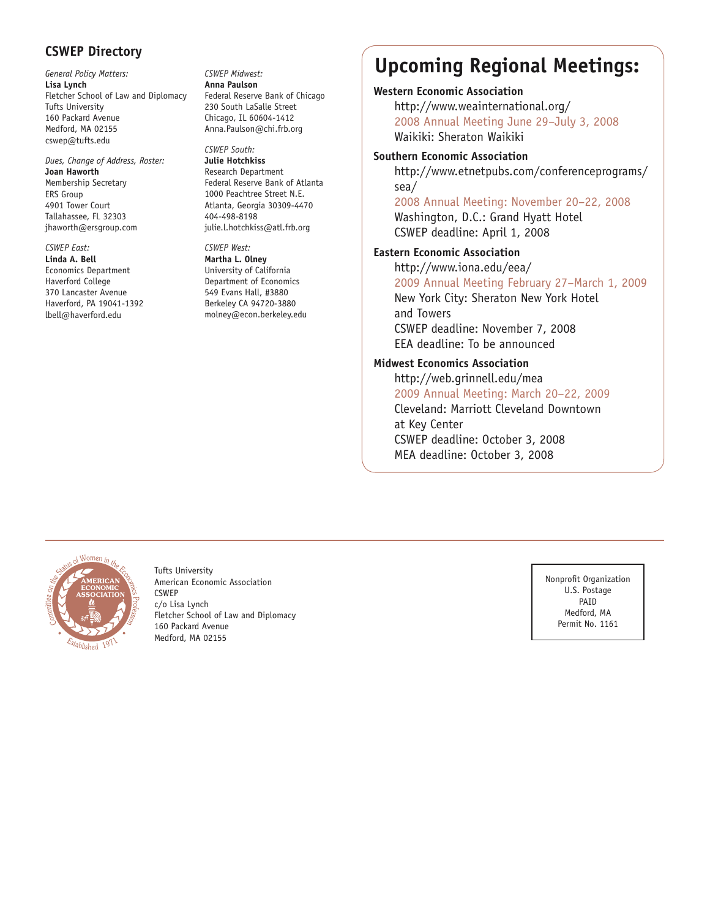## CSWEP Directory

*General Policy Matters:*
**Lisa Lynch**
Fletcher School of Law and Diplomacy
Tufts University
160 Packard Avenue
Medford, MA 02155
cswep@tufts.edu

*Dues, Change of Address, Roster:*
**Joan Haworth**
Membership Secretary
ERS Group
4901 Tower Court
Tallahassee, FL 32303
jhaworth@ersgroup.com

*CSWEP East:*
**Linda A. Bell**
Economics Department
Haverford College
370 Lancaster Avenue
Haverford, PA 19041-1392
lbell@haverford.edu

*CSWEP Midwest:*
**Anna Paulson**
Federal Reserve Bank of Chicago
230 South LaSalle Street
Chicago, IL 60604-1412
Anna.Paulson@chi.frb.org

*CSWEP South:*
**Julie Hotchkiss**
Research Department
Federal Reserve Bank of Atlanta
1000 Peachtree Street N.E.
Atlanta, Georgia 30309-4470
404-498-8198
julie.l.hotchkiss@atl.frb.org

*CSWEP West:*
**Martha L. Olney**
University of California
Department of Economics
549 Evans Hall, #3880
Berkeley CA 94720-3880
molney@econ.berkeley.edu

# Upcoming Regional Meetings:

**Western Economic Association**
http://www.weainternational.org/
2008 Annual Meeting June 29–July 3, 2008
Waikiki: Sheraton Waikiki

**Southern Economic Association**
http://www.etnetpubs.com/conferenceprograms/sea/
2008 Annual Meeting: November 20–22, 2008
Washington, D.C.: Grand Hyatt Hotel
CSWEP deadline: April 1, 2008

**Eastern Economic Association**
http://www.iona.edu/eea/
2009 Annual Meeting February 27–March 1, 2009
New York City: Sheraton New York Hotel and Towers
CSWEP deadline: November 7, 2008
EEA deadline: To be announced

**Midwest Economics Association**
http://web.grinnell.edu/mea
2009 Annual Meeting: March 20–22, 2009
Cleveland: Marriott Cleveland Downtown at Key Center
CSWEP deadline: October 3, 2008
MEA deadline: October 3, 2008

---

Committee on the Status of Women in the Economics Profession
AMERICAN ECONOMIC ASSOCIATION
Established 1971

Tufts University
American Economic Association
CSWEP
c/o Lisa Lynch
Fletcher School of Law and Diplomacy
160 Packard Avenue
Medford, MA 02155

Nonprofit Organization
U.S. Postage
PAID
Medford, MA
Permit No. 1161